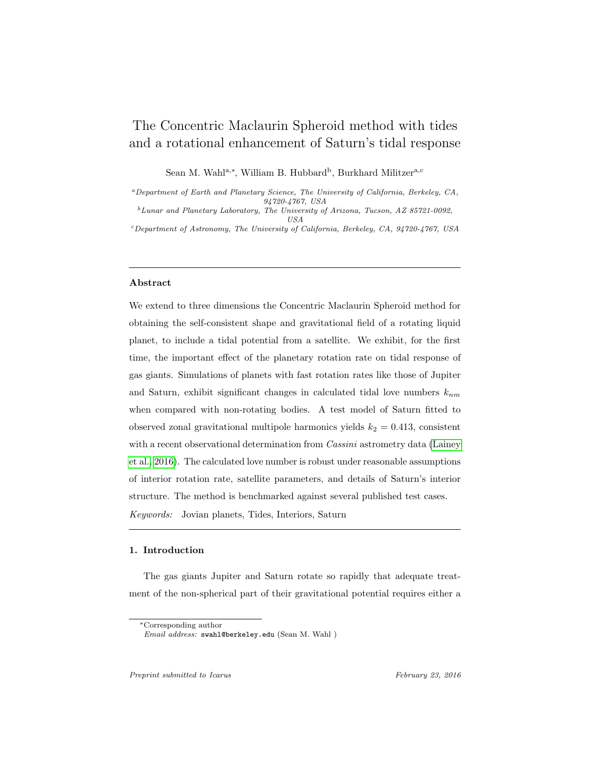# The Concentric Maclaurin Spheroid method with tides and a rotational enhancement of Saturn's tidal response

Sean M. Wahl[a,*], William B. Hubbard[b], Burkhard Militzer[a,c]

[a] *Department of Earth and Planetary Science, The University of California, Berkeley, CA, 94720-4767, USA*

[b] *Lunar and Planetary Laboratory, The University of Arizona, Tucson, AZ 85721-0092, USA*

[c] *Department of Astronomy, The University of California, Berkeley, CA, 94720-4767, USA*

---

## Abstract

We extend to three dimensions the Concentric Maclaurin Spheroid method for obtaining the self-consistent shape and gravitational field of a rotating liquid planet, to include a tidal potential from a satellite. We exhibit, for the first time, the important effect of the planetary rotation rate on tidal response of gas giants. Simulations of planets with fast rotation rates like those of Jupiter and Saturn, exhibit significant changes in calculated tidal love numbers $k_{nm}$ when compared with non-rotating bodies. A test model of Saturn fitted to observed zonal gravitational multipole harmonics yields $k_2 = 0.413$, consistent with a recent observational determination from *Cassini* astrometry data (Lainey et al., 2016). The calculated love number is robust under reasonable assumptions of interior rotation rate, satellite parameters, and details of Saturn's interior structure. The method is benchmarked against several published test cases.

*Keywords:* Jovian planets, Tides, Interiors, Saturn

---

## 1. Introduction

The gas giants Jupiter and Saturn rotate so rapidly that adequate treatment of the non-spherical part of their gravitational potential requires either a

[*] Corresponding author
*Email address:* swahl@berkeley.edu (Sean M. Wahl )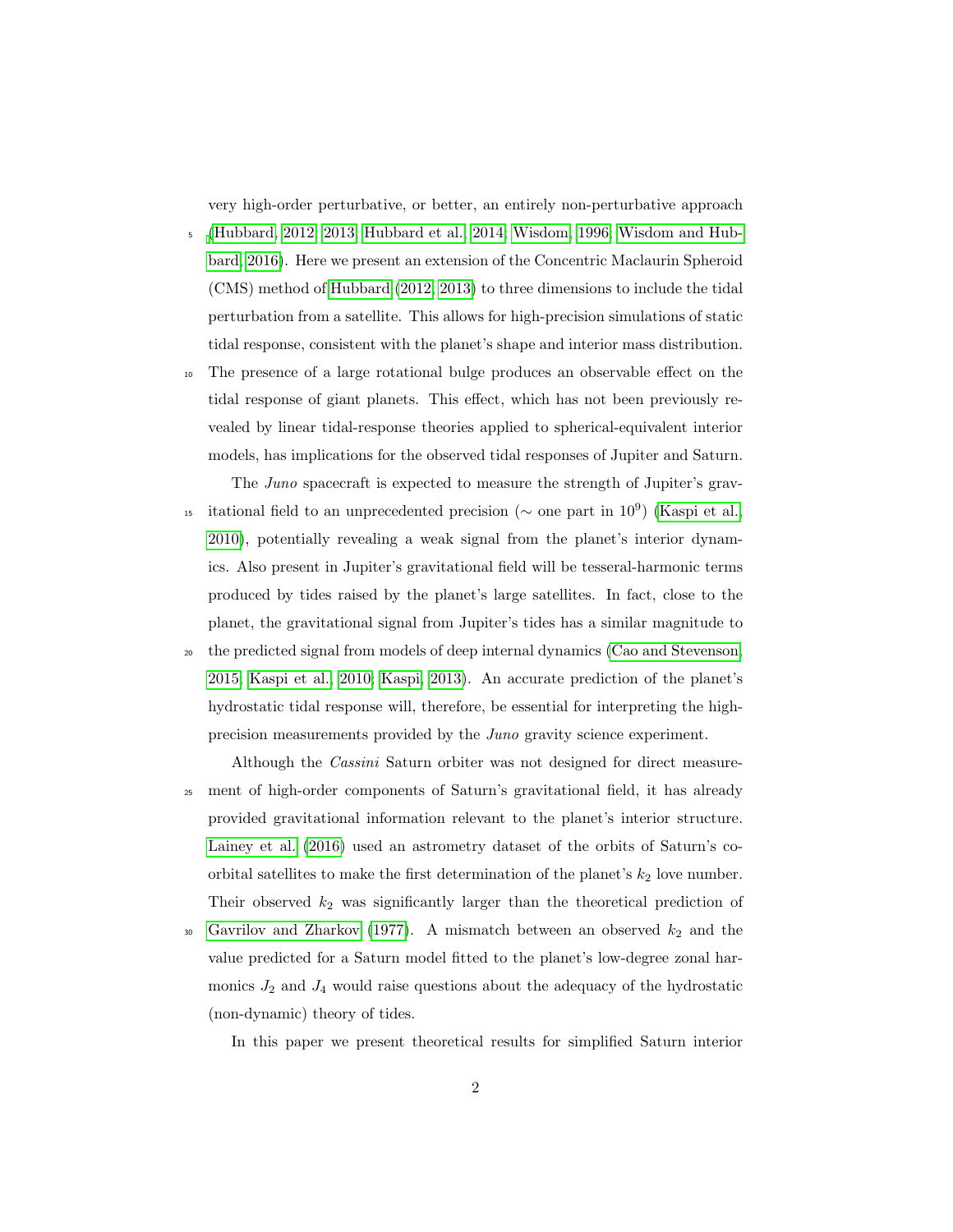very high-order perturbative, or better, an entirely non-perturbative approach (Hubbard, 2012, 2013; Hubbard et al., 2014; Wisdom, 1996; Wisdom and Hubbard, 2016). Here we present an extension of the Concentric Maclaurin Spheroid (CMS) method of Hubbard (2012, 2013) to three dimensions to include the tidal perturbation from a satellite. This allows for high-precision simulations of static tidal response, consistent with the planet's shape and interior mass distribution. The presence of a large rotational bulge produces an observable effect on the tidal response of giant planets. This effect, which has not been previously revealed by linear tidal-response theories applied to spherical-equivalent interior models, has implications for the observed tidal responses of Jupiter and Saturn.

The *Juno* spacecraft is expected to measure the strength of Jupiter's gravitational field to an unprecedented precision ($\sim$ one part in $10^9$) (Kaspi et al., 2010), potentially revealing a weak signal from the planet's interior dynamics. Also present in Jupiter's gravitational field will be tesseral-harmonic terms produced by tides raised by the planet's large satellites. In fact, close to the planet, the gravitational signal from Jupiter's tides has a similar magnitude to the predicted signal from models of deep internal dynamics (Cao and Stevenson, 2015; Kaspi et al., 2010; Kaspi, 2013). An accurate prediction of the planet's hydrostatic tidal response will, therefore, be essential for interpreting the high-precision measurements provided by the *Juno* gravity science experiment.

Although the *Cassini* Saturn orbiter was not designed for direct measurement of high-order components of Saturn's gravitational field, it has already provided gravitational information relevant to the planet's interior structure. Lainey et al. (2016) used an astrometry dataset of the orbits of Saturn's coorbital satellites to make the first determination of the planet's $k_2$ love number. Their observed $k_2$ was significantly larger than the theoretical prediction of Gavrilov and Zharkov (1977). A mismatch between an observed $k_2$ and the value predicted for a Saturn model fitted to the planet's low-degree zonal harmonics $J_2$ and $J_4$ would raise questions about the adequacy of the hydrostatic (non-dynamic) theory of tides.

In this paper we present theoretical results for simplified Saturn interior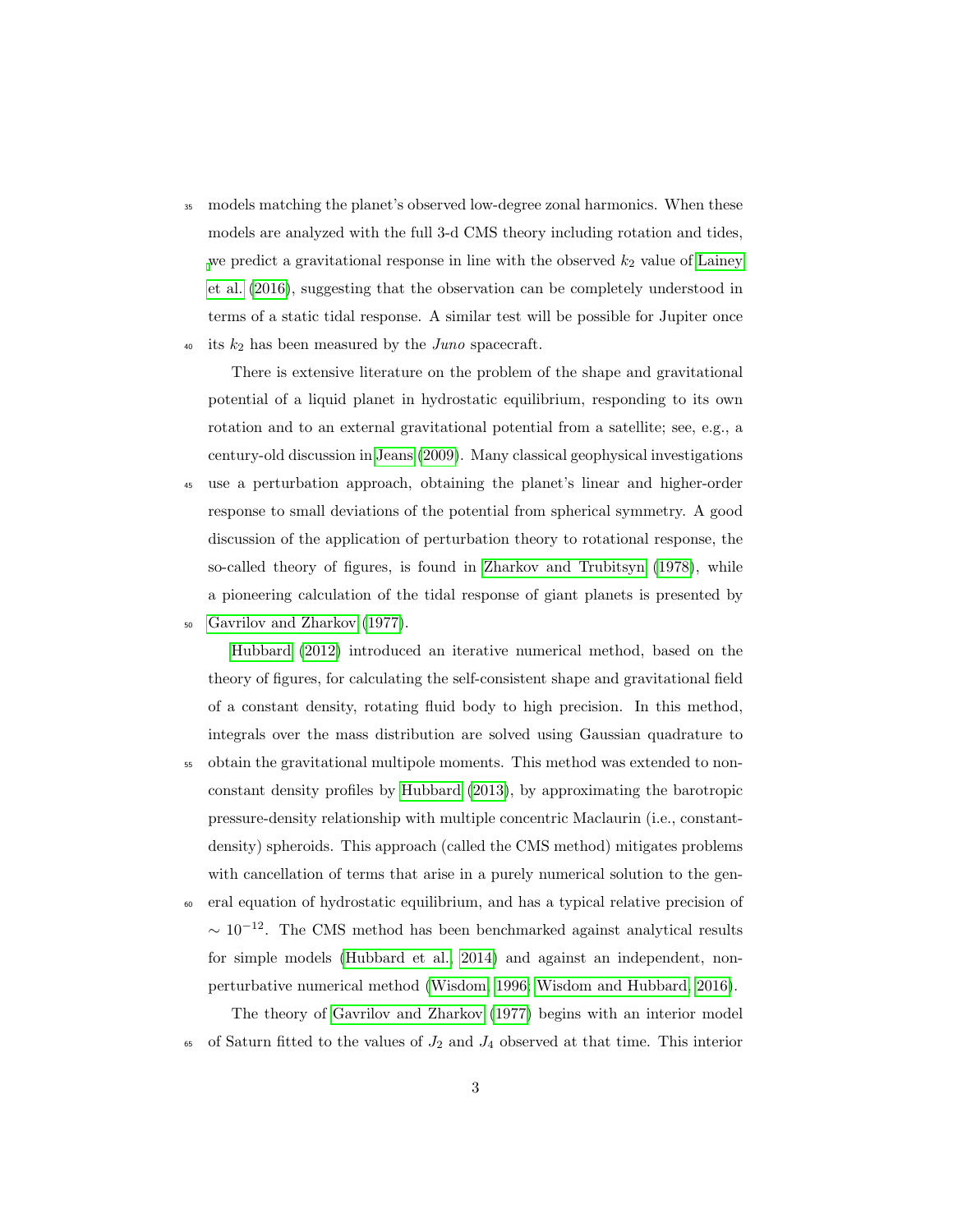models matching the planet's observed low-degree zonal harmonics. When these models are analyzed with the full 3-d CMS theory including rotation and tides, we predict a gravitational response in line with the observed $k_2$ value of Lainey et al. (2016), suggesting that the observation can be completely understood in terms of a static tidal response. A similar test will be possible for Jupiter once its $k_2$ has been measured by the *Juno* spacecraft.

There is extensive literature on the problem of the shape and gravitational potential of a liquid planet in hydrostatic equilibrium, responding to its own rotation and to an external gravitational potential from a satellite; see, e.g., a century-old discussion in Jeans (2009). Many classical geophysical investigations use a perturbation approach, obtaining the planet's linear and higher-order response to small deviations of the potential from spherical symmetry. A good discussion of the application of perturbation theory to rotational response, the so-called theory of figures, is found in Zharkov and Trubitsyn (1978), while a pioneering calculation of the tidal response of giant planets is presented by Gavrilov and Zharkov (1977).

Hubbard (2012) introduced an iterative numerical method, based on the theory of figures, for calculating the self-consistent shape and gravitational field of a constant density, rotating fluid body to high precision. In this method, integrals over the mass distribution are solved using Gaussian quadrature to obtain the gravitational multipole moments. This method was extended to non-constant density profiles by Hubbard (2013), by approximating the barotropic pressure-density relationship with multiple concentric Maclaurin (i.e., constant-density) spheroids. This approach (called the CMS method) mitigates problems with cancellation of terms that arise in a purely numerical solution to the general equation of hydrostatic equilibrium, and has a typical relative precision of $\sim 10^{-12}$. The CMS method has been benchmarked against analytical results for simple models (Hubbard et al., 2014) and against an independent, non-perturbative numerical method (Wisdom, 1996; Wisdom and Hubbard, 2016).

The theory of Gavrilov and Zharkov (1977) begins with an interior model of Saturn fitted to the values of $J_2$ and $J_4$ observed at that time. This interior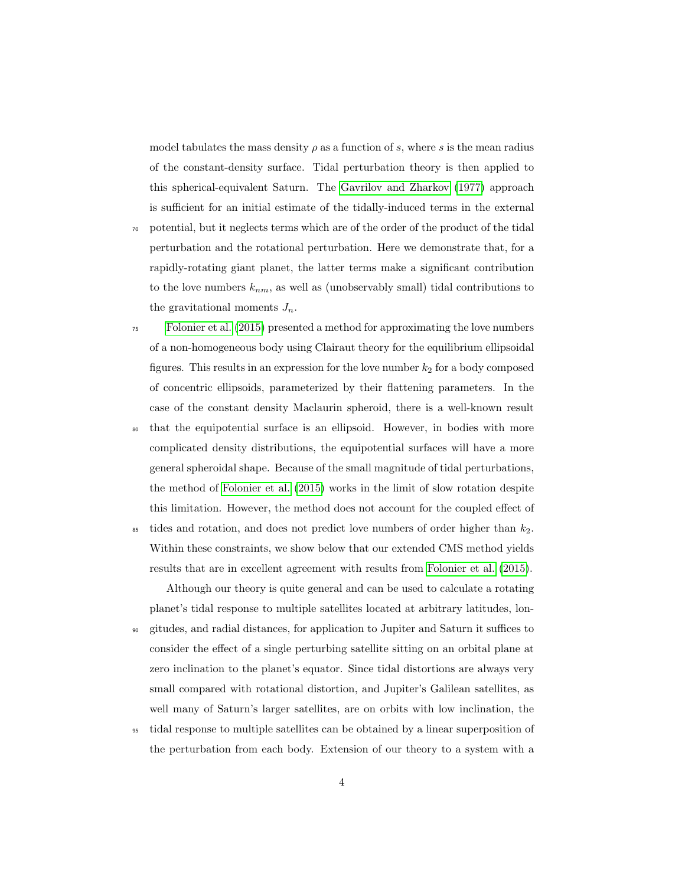model tabulates the mass density $\rho$ as a function of $s$, where $s$ is the mean radius of the constant-density surface. Tidal perturbation theory is then applied to this spherical-equivalent Saturn. The Gavrilov and Zharkov (1977) approach is sufficient for an initial estimate of the tidally-induced terms in the external potential, but it neglects terms which are of the order of the product of the tidal perturbation and the rotational perturbation. Here we demonstrate that, for a rapidly-rotating giant planet, the latter terms make a significant contribution to the love numbers $k_{nm}$, as well as (unobservably small) tidal contributions to the gravitational moments $J_n$.

Folonier et al. (2015) presented a method for approximating the love numbers of a non-homogeneous body using Clairaut theory for the equilibrium ellipsoidal figures. This results in an expression for the love number $k_2$ for a body composed of concentric ellipsoids, parameterized by their flattening parameters. In the case of the constant density Maclaurin spheroid, there is a well-known result that the equipotential surface is an ellipsoid. However, in bodies with more complicated density distributions, the equipotential surfaces will have a more general spheroidal shape. Because of the small magnitude of tidal perturbations, the method of Folonier et al. (2015) works in the limit of slow rotation despite this limitation. However, the method does not account for the coupled effect of tides and rotation, and does not predict love numbers of order higher than $k_2$. Within these constraints, we show below that our extended CMS method yields results that are in excellent agreement with results from Folonier et al. (2015).

Although our theory is quite general and can be used to calculate a rotating planet's tidal response to multiple satellites located at arbitrary latitudes, longitudes, and radial distances, for application to Jupiter and Saturn it suffices to consider the effect of a single perturbing satellite sitting on an orbital plane at zero inclination to the planet's equator. Since tidal distortions are always very small compared with rotational distortion, and Jupiter's Galilean satellites, as well many of Saturn's larger satellites, are on orbits with low inclination, the tidal response to multiple satellites can be obtained by a linear superposition of the perturbation from each body. Extension of our theory to a system with a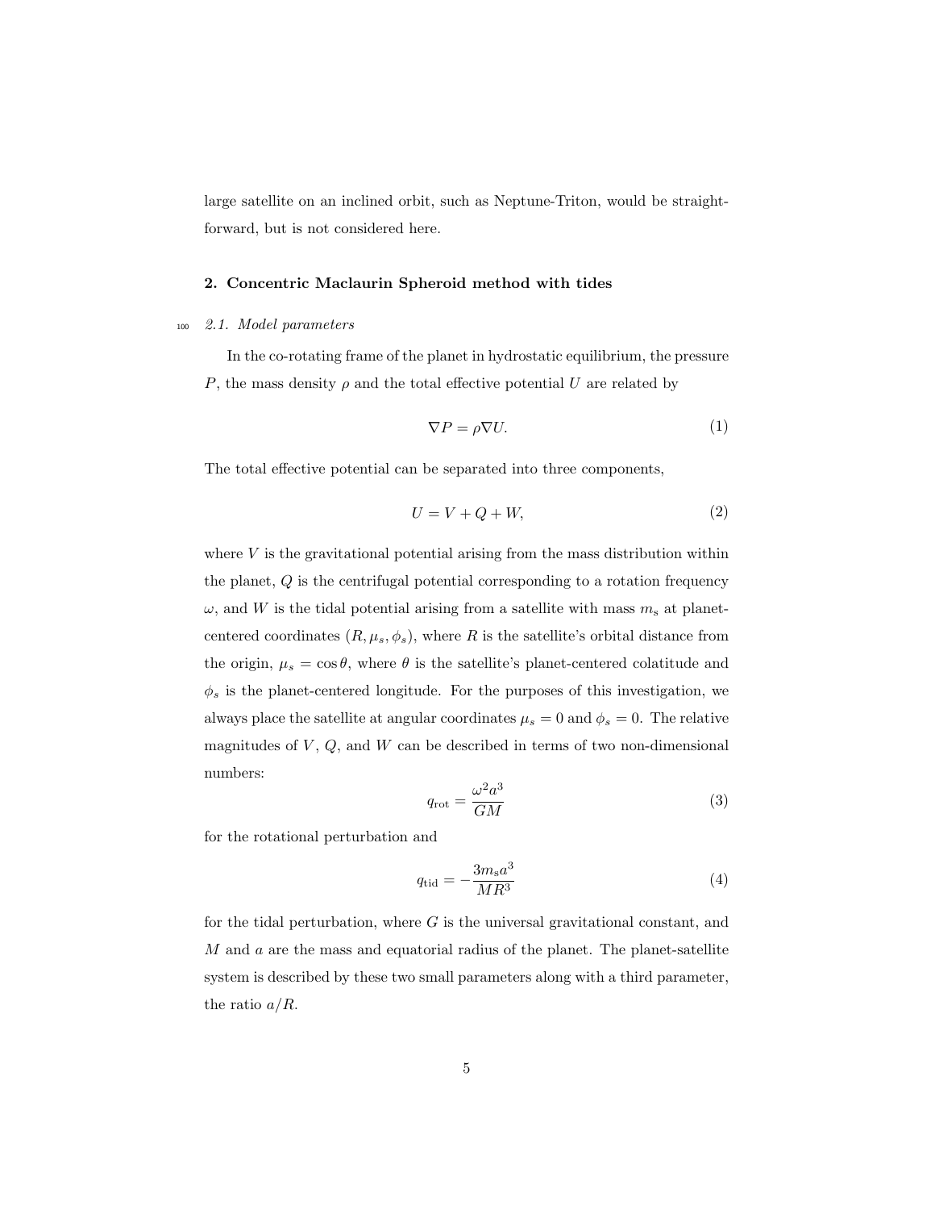large satellite on an inclined orbit, such as Neptune-Triton, would be straightforward, but is not considered here.

## 2. Concentric Maclaurin Spheroid method with tides

### *2.1. Model parameters*

In the co-rotating frame of the planet in hydrostatic equilibrium, the pressure $P$, the mass density $\rho$ and the total effective potential $U$ are related by

$$\nabla P = \rho \nabla U. \tag{1}$$

The total effective potential can be separated into three components,

$$U = V + Q + W, \tag{2}$$

where $V$ is the gravitational potential arising from the mass distribution within the planet, $Q$ is the centrifugal potential corresponding to a rotation frequency $\omega$, and $W$ is the tidal potential arising from a satellite with mass $m_{\mathrm{s}}$ at planet-centered coordinates $(R, \mu_s, \phi_s)$, where $R$ is the satellite's orbital distance from the origin, $\mu_s = \cos\theta$, where $\theta$ is the satellite's planet-centered colatitude and $\phi_s$ is the planet-centered longitude. For the purposes of this investigation, we always place the satellite at angular coordinates $\mu_s = 0$ and $\phi_s = 0$. The relative magnitudes of $V$, $Q$, and $W$ can be described in terms of two non-dimensional numbers:

$$q_{\mathrm{rot}} = \frac{\omega^2 a^3}{GM} \tag{3}$$

for the rotational perturbation and

$$q_{\mathrm{tid}} = -\frac{3 m_{\mathrm{s}} a^3}{M R^3} \tag{4}$$

for the tidal perturbation, where $G$ is the universal gravitational constant, and $M$ and $a$ are the mass and equatorial radius of the planet. The planet-satellite system is described by these two small parameters along with a third parameter, the ratio $a/R$.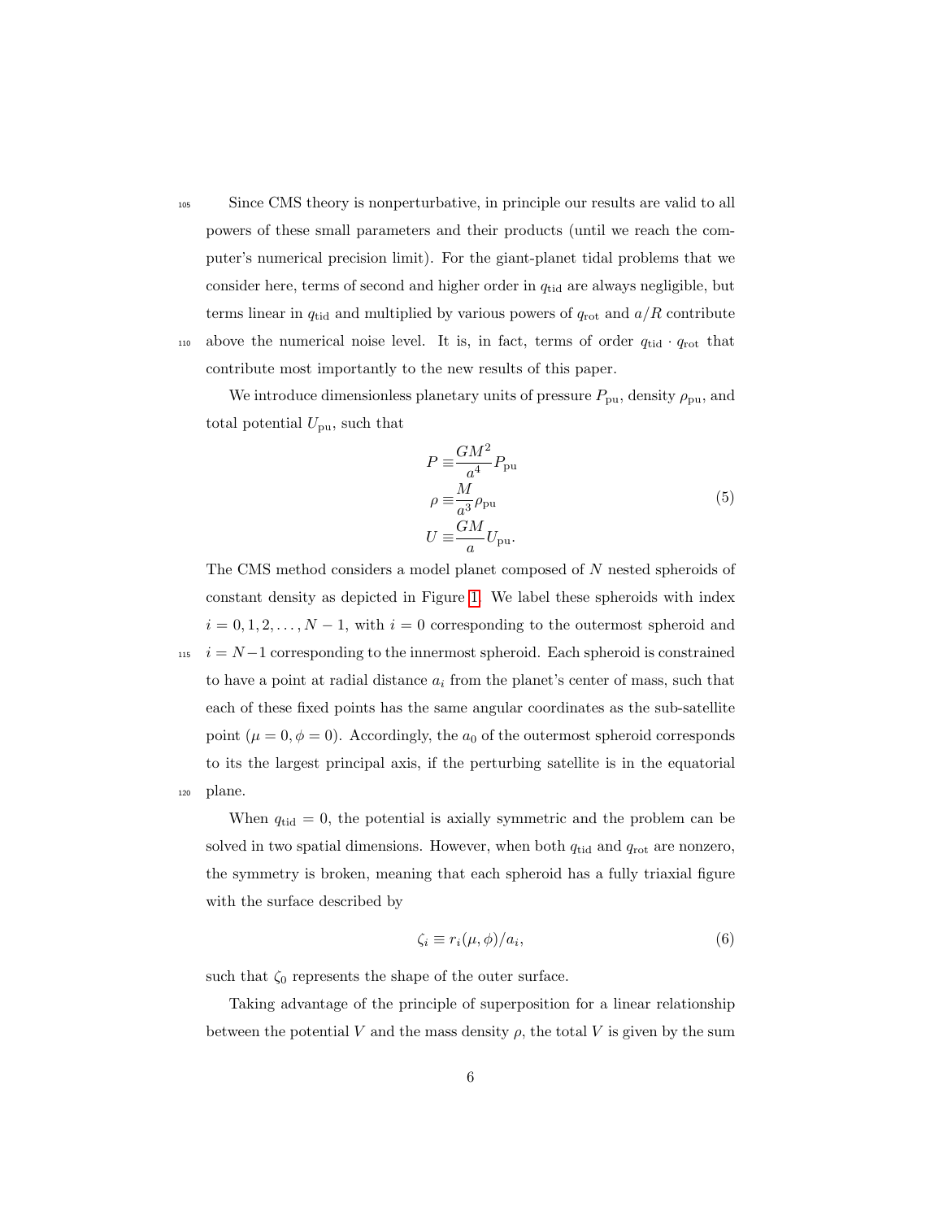Since CMS theory is nonperturbative, in principle our results are valid to all powers of these small parameters and their products (until we reach the computer's numerical precision limit). For the giant-planet tidal problems that we consider here, terms of second and higher order in $q_{\rm tid}$ are always negligible, but terms linear in $q_{\rm tid}$ and multiplied by various powers of $q_{\rm rot}$ and $a/R$ contribute above the numerical noise level. It is, in fact, terms of order $q_{\rm tid} \cdot q_{\rm rot}$ that contribute most importantly to the new results of this paper.

We introduce dimensionless planetary units of pressure $P_{\rm pu}$, density $\rho_{\rm pu}$, and total potential $U_{\rm pu}$, such that

$$
\begin{aligned}
P &\equiv \frac{GM^2}{a^4} P_{\rm pu} \\
\rho &\equiv \frac{M}{a^3} \rho_{\rm pu} \\
U &\equiv \frac{GM}{a} U_{\rm pu}.
\end{aligned}
\tag{5}
$$

The CMS method considers a model planet composed of $N$ nested spheroids of constant density as depicted in Figure 1. We label these spheroids with index $i = 0, 1, 2, \ldots, N-1$, with $i = 0$ corresponding to the outermost spheroid and $i = N-1$ corresponding to the innermost spheroid. Each spheroid is constrained to have a point at radial distance $a_i$ from the planet's center of mass, such that each of these fixed points has the same angular coordinates as the sub-satellite point ($\mu = 0, \phi = 0$). Accordingly, the $a_0$ of the outermost spheroid corresponds to its the largest principal axis, if the perturbing satellite is in the equatorial plane.

When $q_{\rm tid} = 0$, the potential is axially symmetric and the problem can be solved in two spatial dimensions. However, when both $q_{\rm tid}$ and $q_{\rm rot}$ are nonzero, the symmetry is broken, meaning that each spheroid has a fully triaxial figure with the surface described by

$$
\zeta_i \equiv r_i(\mu, \phi)/a_i,
\tag{6}
$$

such that $\zeta_0$ represents the shape of the outer surface.

Taking advantage of the principle of superposition for a linear relationship between the potential $V$ and the mass density $\rho$, the total $V$ is given by the sum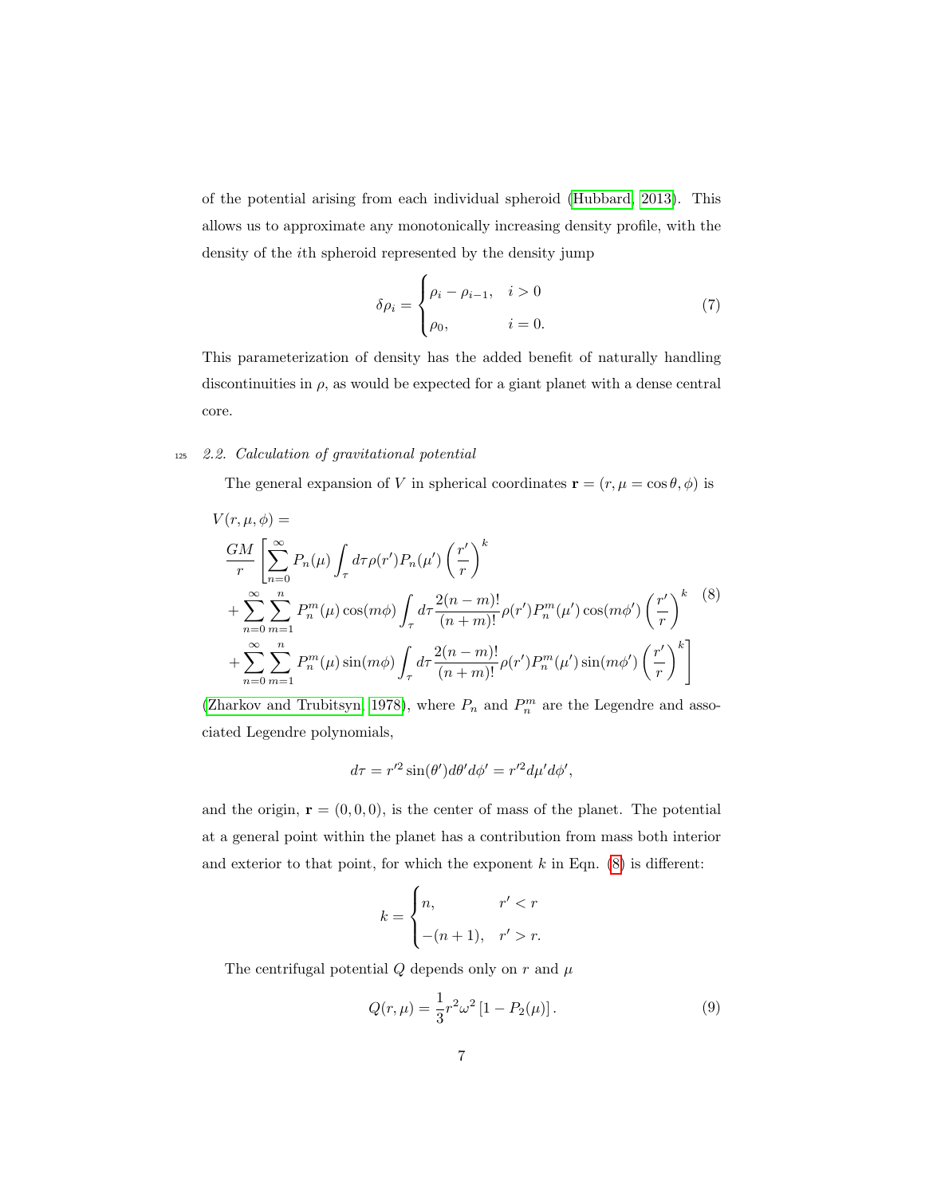of the potential arising from each individual spheroid (Hubbard, 2013). This allows us to approximate any monotonically increasing density profile, with the density of the $i$th spheroid represented by the density jump

$$\delta\rho_i = \begin{cases} \rho_i - \rho_{i-1}, & i > 0 \\ \rho_0, & i = 0. \end{cases} \tag{7}$$

This parameterization of density has the added benefit of naturally handling discontinuities in $\rho$, as would be expected for a giant planet with a dense central core.

### 2.2. Calculation of gravitational potential

The general expansion of $V$ in spherical coordinates $\mathbf{r} = (r, \mu = \cos\theta, \phi)$ is

$$\begin{aligned} V(r,\mu,\phi) &= \\ &\frac{GM}{r}\left[\sum_{n=0}^{\infty} P_n(\mu)\int_\tau d\tau \rho(r')P_n(\mu')\left(\frac{r'}{r}\right)^k\right. \\ &+\sum_{n=0}^{\infty}\sum_{m=1}^{n} P_n^m(\mu)\cos(m\phi)\int_\tau d\tau \frac{2(n-m)!}{(n+m)!}\rho(r')P_n^m(\mu')\cos(m\phi')\left(\frac{r'}{r}\right)^k \\ &\left.+\sum_{n=0}^{\infty}\sum_{m=1}^{n} P_n^m(\mu)\sin(m\phi)\int_\tau d\tau \frac{2(n-m)!}{(n+m)!}\rho(r')P_n^m(\mu')\sin(m\phi')\left(\frac{r'}{r}\right)^k\right] \end{aligned} \tag{8}$$

(Zharkov and Trubitsyn, 1978), where $P_n$ and $P_n^m$ are the Legendre and associated Legendre polynomials,

$$d\tau = r'^2 \sin(\theta')d\theta' d\phi' = r'^2 d\mu' d\phi',$$

and the origin, $\mathbf{r} = (0, 0, 0)$, is the center of mass of the planet. The potential at a general point within the planet has a contribution from mass both interior and exterior to that point, for which the exponent $k$ in Eqn. (8) is different:

$$k = \begin{cases} n, & r' < r \\ -(n+1), & r' > r. \end{cases}$$

The centrifugal potential $Q$ depends only on $r$ and $\mu$

$$Q(r,\mu) = \frac{1}{3}r^2\omega^2\left[1 - P_2(\mu)\right]. \tag{9}$$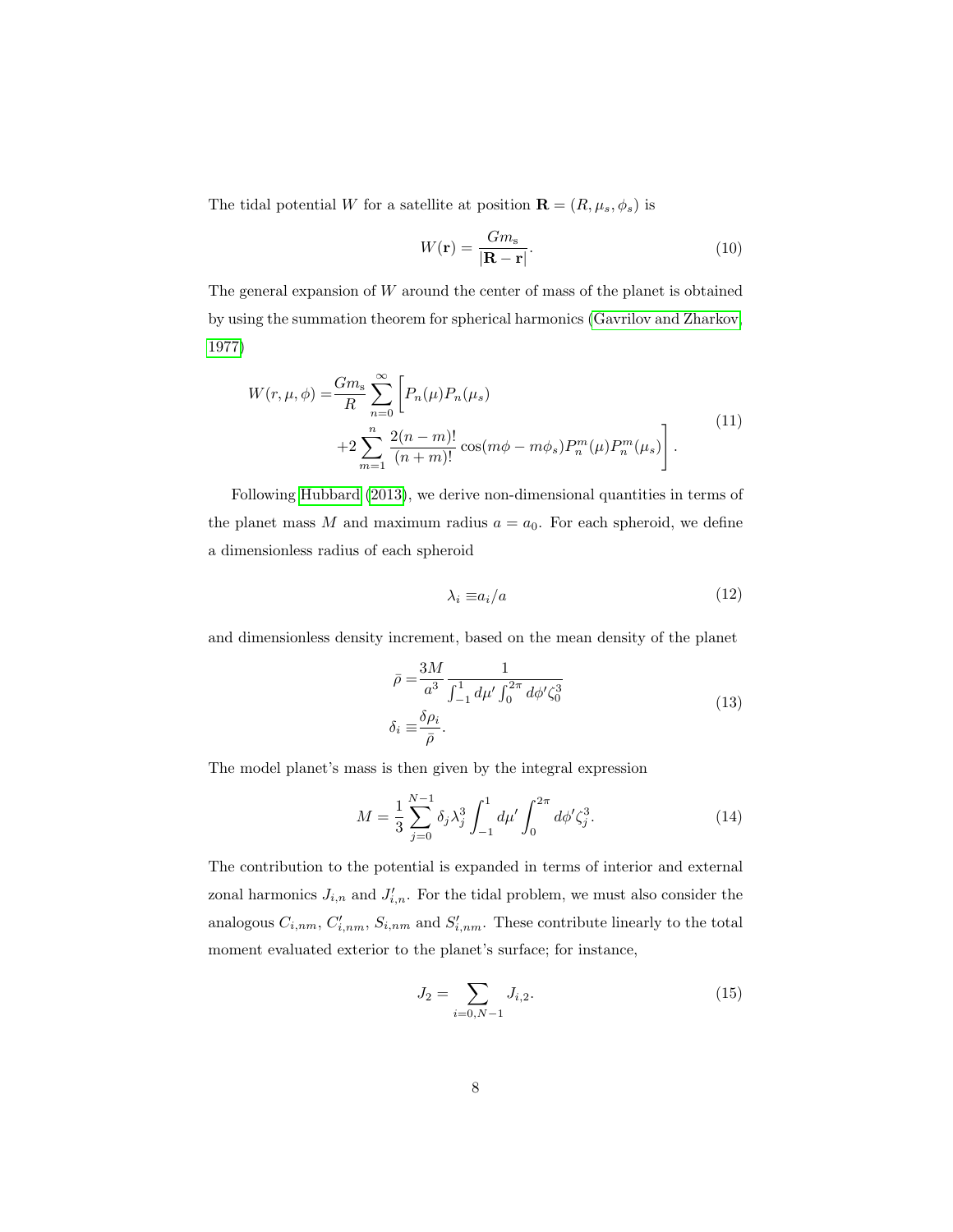The tidal potential $W$ for a satellite at position $\mathbf{R} = (R, \mu_s, \phi_s)$ is

$$W(\mathbf{r}) = \frac{Gm_\mathrm{s}}{|\mathbf{R} - \mathbf{r}|}. \tag{10}$$

The general expansion of $W$ around the center of mass of the planet is obtained by using the summation theorem for spherical harmonics (Gavrilov and Zharkov, 1977)

$$\begin{aligned} W(r, \mu, \phi) = &\frac{Gm_\mathrm{s}}{R} \sum_{n=0}^{\infty} \Bigg[ P_n(\mu) P_n(\mu_s) \\ &+ 2 \sum_{m=1}^{n} \frac{2(n-m)!}{(n+m)!} \cos(m\phi - m\phi_s) P_n^m(\mu) P_n^m(\mu_s) \Bigg]. \end{aligned} \tag{11}$$

Following Hubbard (2013), we derive non-dimensional quantities in terms of the planet mass $M$ and maximum radius $a = a_0$. For each spheroid, we define a dimensionless radius of each spheroid

$$\lambda_i \equiv a_i / a \tag{12}$$

and dimensionless density increment, based on the mean density of the planet

$$\begin{aligned} \bar{\rho} = &\frac{3M}{a^3} \frac{1}{\int_{-1}^{1} d\mu' \int_0^{2\pi} d\phi' \zeta_0^3} \\ \delta_i \equiv &\frac{\delta \rho_i}{\bar{\rho}}. \end{aligned} \tag{13}$$

The model planet's mass is then given by the integral expression

$$M = \frac{1}{3} \sum_{j=0}^{N-1} \delta_j \lambda_j^3 \int_{-1}^{1} d\mu' \int_0^{2\pi} d\phi' \zeta_j^3. \tag{14}$$

The contribution to the potential is expanded in terms of interior and external zonal harmonics $J_{i,n}$ and $J'_{i,n}$. For the tidal problem, we must also consider the analogous $C_{i,nm}$, $C'_{i,nm}$, $S_{i,nm}$ and $S'_{i,nm}$. These contribute linearly to the total moment evaluated exterior to the planet's surface; for instance,

$$J_2 = \sum_{i=0,N-1} J_{i,2}. \tag{15}$$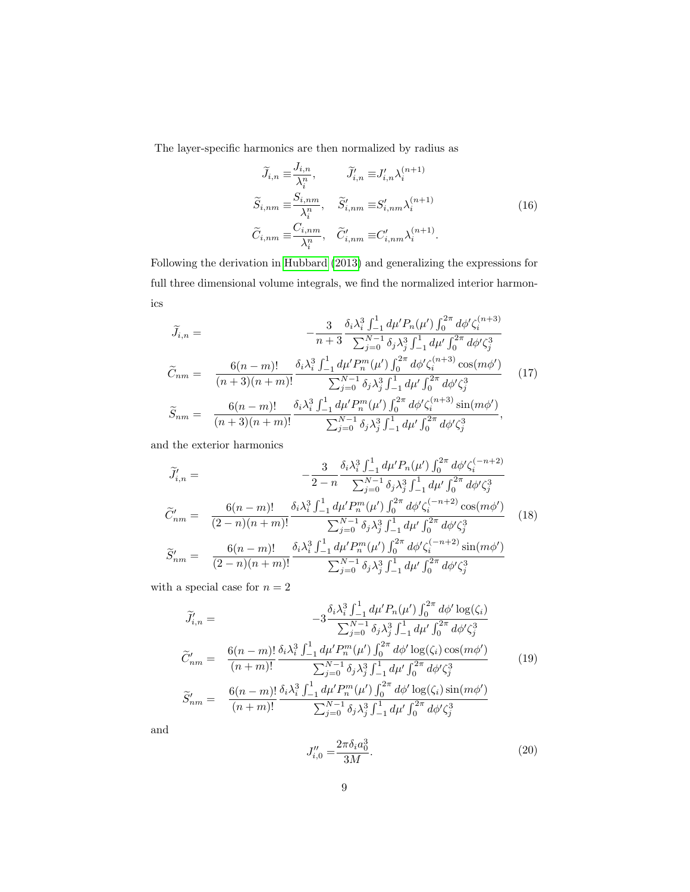The layer-specific harmonics are then normalized by radius as

$$
\begin{aligned}
\widetilde{J}_{i,n} &\equiv \frac{J_{i,n}}{\lambda_i^n}, & \widetilde{J}'_{i,n} &\equiv J'_{i,n}\lambda_i^{(n+1)} \\
\widetilde{S}_{i,nm} &\equiv \frac{S_{i,nm}}{\lambda_i^n}, & \widetilde{S}'_{i,nm} &\equiv S'_{i,nm}\lambda_i^{(n+1)} \\
\widetilde{C}_{i,nm} &\equiv \frac{C_{i,nm}}{\lambda_i^n}, & \widetilde{C}'_{i,nm} &\equiv C'_{i,nm}\lambda_i^{(n+1)}.
\end{aligned}
\tag{16}
$$

Following the derivation in Hubbard (2013) and generalizing the expressions for full three dimensional volume integrals, we find the normalized interior harmonics

$$
\begin{aligned}
\widetilde{J}_{i,n} &= -\frac{3}{n+3}\frac{\delta_i\lambda_i^3\int_{-1}^{1}d\mu' P_n(\mu')\int_0^{2\pi}d\phi'\zeta_i^{(n+3)}}{\sum_{j=0}^{N-1}\delta_j\lambda_j^3\int_{-1}^{1}d\mu'\int_0^{2\pi}d\phi'\zeta_j^3} \\
\widetilde{C}_{nm} &= \frac{6(n-m)!}{(n+3)(n+m)!}\frac{\delta_i\lambda_i^3\int_{-1}^{1}d\mu' P_n^m(\mu')\int_0^{2\pi}d\phi'\zeta_i^{(n+3)}\cos(m\phi')}{\sum_{j=0}^{N-1}\delta_j\lambda_j^3\int_{-1}^{1}d\mu'\int_0^{2\pi}d\phi'\zeta_j^3} \\
\widetilde{S}_{nm} &= \frac{6(n-m)!}{(n+3)(n+m)!}\frac{\delta_i\lambda_i^3\int_{-1}^{1}d\mu' P_n^m(\mu')\int_0^{2\pi}d\phi'\zeta_i^{(n+3)}\sin(m\phi')}{\sum_{j=0}^{N-1}\delta_j\lambda_j^3\int_{-1}^{1}d\mu'\int_0^{2\pi}d\phi'\zeta_j^3},
\end{aligned}
\tag{17}
$$

and the exterior harmonics

$$
\begin{aligned}
\widetilde{J}'_{i,n} &= -\frac{3}{2-n}\frac{\delta_i\lambda_i^3\int_{-1}^{1}d\mu' P_n(\mu')\int_0^{2\pi}d\phi'\zeta_i^{(-n+2)}}{\sum_{j=0}^{N-1}\delta_j\lambda_j^3\int_{-1}^{1}d\mu'\int_0^{2\pi}d\phi'\zeta_j^3} \\
\widetilde{C}'_{nm} &= \frac{6(n-m)!}{(2-n)(n+m)!}\frac{\delta_i\lambda_i^3\int_{-1}^{1}d\mu' P_n^m(\mu')\int_0^{2\pi}d\phi'\zeta_i^{(-n+2)}\cos(m\phi')}{\sum_{j=0}^{N-1}\delta_j\lambda_j^3\int_{-1}^{1}d\mu'\int_0^{2\pi}d\phi'\zeta_j^3} \\
\widetilde{S}'_{nm} &= \frac{6(n-m)!}{(2-n)(n+m)!}\frac{\delta_i\lambda_i^3\int_{-1}^{1}d\mu' P_n^m(\mu')\int_0^{2\pi}d\phi'\zeta_i^{(-n+2)}\sin(m\phi')}{\sum_{j=0}^{N-1}\delta_j\lambda_j^3\int_{-1}^{1}d\mu'\int_0^{2\pi}d\phi'\zeta_j^3}
\end{aligned}
\tag{18}
$$

with a special case for $n = 2$

$$
\begin{aligned}
\widetilde{J}'_{i,n} &= -3\frac{\delta_i\lambda_i^3\int_{-1}^{1}d\mu' P_n(\mu')\int_0^{2\pi}d\phi'\log(\zeta_i)}{\sum_{j=0}^{N-1}\delta_j\lambda_j^3\int_{-1}^{1}d\mu'\int_0^{2\pi}d\phi'\zeta_j^3} \\
\widetilde{C}'_{nm} &= \frac{6(n-m)!}{(n+m)!}\frac{\delta_i\lambda_i^3\int_{-1}^{1}d\mu' P_n^m(\mu')\int_0^{2\pi}d\phi'\log(\zeta_i)\cos(m\phi')}{\sum_{j=0}^{N-1}\delta_j\lambda_j^3\int_{-1}^{1}d\mu'\int_0^{2\pi}d\phi'\zeta_j^3} \\
\widetilde{S}'_{nm} &= \frac{6(n-m)!}{(n+m)!}\frac{\delta_i\lambda_i^3\int_{-1}^{1}d\mu' P_n^m(\mu')\int_0^{2\pi}d\phi'\log(\zeta_i)\sin(m\phi')}{\sum_{j=0}^{N-1}\delta_j\lambda_j^3\int_{-1}^{1}d\mu'\int_0^{2\pi}d\phi'\zeta_j^3}
\end{aligned}
\tag{19}
$$

and

$$
J''_{i,0} = \frac{2\pi\delta_i a_0^3}{3M}.
\tag{20}
$$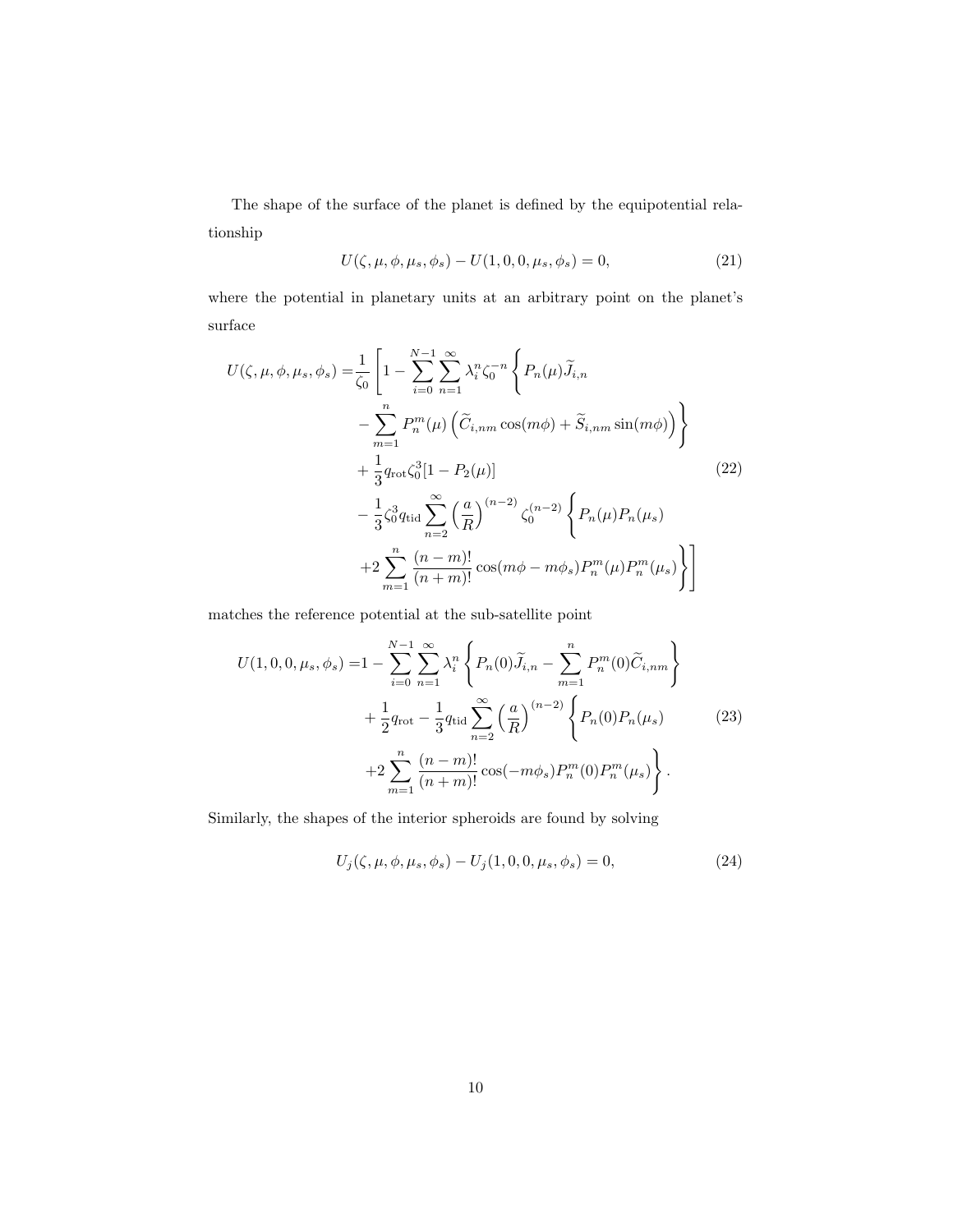The shape of the surface of the planet is defined by the equipotential relationship

$$U(\zeta, \mu, \phi, \mu_s, \phi_s) - U(1, 0, 0, \mu_s, \phi_s) = 0, \tag{21}$$

where the potential in planetary units at an arbitrary point on the planet's surface

$$\begin{aligned}
U(\zeta, \mu, \phi, \mu_s, \phi_s) =& \frac{1}{\zeta_0}\Bigg[1 - \sum_{i=0}^{N-1}\sum_{n=1}^{\infty}\lambda_i^n \zeta_0^{-n}\Bigg\{P_n(\mu)\widetilde{J}_{i,n} \\
&- \sum_{m=1}^{n} P_n^m(\mu)\left(\widetilde{C}_{i,nm}\cos(m\phi) + \widetilde{S}_{i,nm}\sin(m\phi)\right)\Bigg\} \\
&+ \frac{1}{3}q_{\rm rot}\zeta_0^3[1 - P_2(\mu)] \\
&- \frac{1}{3}\zeta_0^3 q_{\rm tid}\sum_{n=2}^{\infty}\left(\frac{a}{R}\right)^{(n-2)}\zeta_0^{(n-2)}\Bigg\{P_n(\mu)P_n(\mu_s) \\
&+ 2\sum_{m=1}^{n}\frac{(n-m)!}{(n+m)!}\cos(m\phi - m\phi_s)P_n^m(\mu)P_n^m(\mu_s)\Bigg\}\Bigg]
\end{aligned} \tag{22}$$

matches the reference potential at the sub-satellite point

$$\begin{aligned}
U(1, 0, 0, \mu_s, \phi_s) =& 1 - \sum_{i=0}^{N-1}\sum_{n=1}^{\infty}\lambda_i^n\Bigg\{P_n(0)\widetilde{J}_{i,n} - \sum_{m=1}^{n}P_n^m(0)\widetilde{C}_{i,nm}\Bigg\} \\
&+ \frac{1}{2}q_{\rm rot} - \frac{1}{3}q_{\rm tid}\sum_{n=2}^{\infty}\left(\frac{a}{R}\right)^{(n-2)}\Bigg\{P_n(0)P_n(\mu_s) \\
&+ 2\sum_{m=1}^{n}\frac{(n-m)!}{(n+m)!}\cos(-m\phi_s)P_n^m(0)P_n^m(\mu_s)\Bigg\}.
\end{aligned} \tag{23}$$

Similarly, the shapes of the interior spheroids are found by solving

$$U_j(\zeta, \mu, \phi, \mu_s, \phi_s) - U_j(1, 0, 0, \mu_s, \phi_s) = 0, \tag{24}$$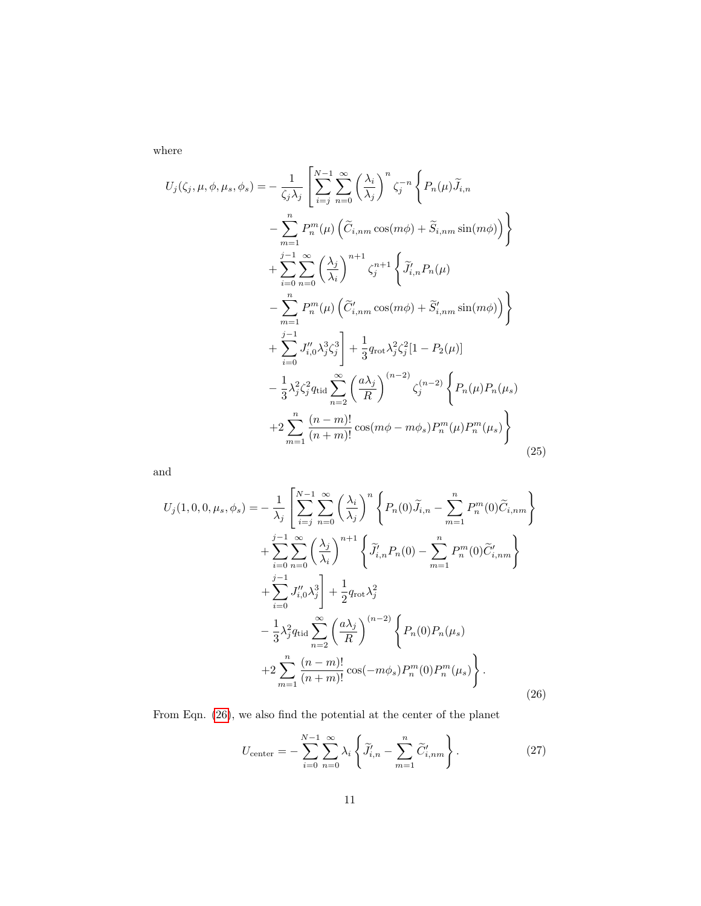where

$$
\begin{aligned}
U_j(\zeta_j,\mu,\phi,\mu_s,\phi_s) = &-\frac{1}{\zeta_j\lambda_j}\left[\sum_{i=j}^{N-1}\sum_{n=0}^{\infty}\left(\frac{\lambda_i}{\lambda_j}\right)^n \zeta_j^{-n}\left\{P_n(\mu)\widetilde{J}_{i,n}\right.\right.\\
&\left.-\sum_{m=1}^{n}P_n^m(\mu)\left(\widetilde{C}_{i,nm}\cos(m\phi)+\widetilde{S}_{i,nm}\sin(m\phi)\right)\right\}\\
&+\sum_{i=0}^{j-1}\sum_{n=0}^{\infty}\left(\frac{\lambda_j}{\lambda_i}\right)^{n+1}\zeta_j^{n+1}\left\{\widetilde{J}'_{i,n}P_n(\mu)\right.\\
&\left.-\sum_{m=1}^{n}P_n^m(\mu)\left(\widetilde{C}'_{i,nm}\cos(m\phi)+\widetilde{S}'_{i,nm}\sin(m\phi)\right)\right\}\\
&\left.+\sum_{i=0}^{j-1}J''_{i,0}\lambda_j^3\zeta_j^3\right]+\frac{1}{3}q_{\rm rot}\lambda_j^2\zeta_j^2[1-P_2(\mu)]\\
&-\frac{1}{3}\lambda_j^2\zeta_j^2 q_{\rm tid}\sum_{n=2}^{\infty}\left(\frac{a\lambda_j}{R}\right)^{(n-2)}\zeta_j^{(n-2)}\left\{P_n(\mu)P_n(\mu_s)\right.\\
&\left.+2\sum_{m=1}^{n}\frac{(n-m)!}{(n+m)!}\cos(m\phi-m\phi_s)P_n^m(\mu)P_n^m(\mu_s)\right\}
\end{aligned}
\tag{25}
$$

and

$$
\begin{aligned}
U_j(1,0,0,\mu_s,\phi_s) = &-\frac{1}{\lambda_j}\left[\sum_{i=j}^{N-1}\sum_{n=0}^{\infty}\left(\frac{\lambda_i}{\lambda_j}\right)^n\left\{P_n(0)\widetilde{J}_{i,n}-\sum_{m=1}^{n}P_n^m(0)\widetilde{C}_{i,nm}\right\}\right.\\
&+\sum_{i=0}^{j-1}\sum_{n=0}^{\infty}\left(\frac{\lambda_j}{\lambda_i}\right)^{n+1}\left\{\widetilde{J}'_{i,n}P_n(0)-\sum_{m=1}^{n}P_n^m(0)\widetilde{C}'_{i,nm}\right\}\\
&\left.+\sum_{i=0}^{j-1}J''_{i,0}\lambda_j^3\right]+\frac{1}{2}q_{\rm rot}\lambda_j^2\\
&-\frac{1}{3}\lambda_j^2 q_{\rm tid}\sum_{n=2}^{\infty}\left(\frac{a\lambda_j}{R}\right)^{(n-2)}\left\{P_n(0)P_n(\mu_s)\right.\\
&\left.+2\sum_{m=1}^{n}\frac{(n-m)!}{(n+m)!}\cos(-m\phi_s)P_n^m(0)P_n^m(\mu_s)\right\}.
\end{aligned}
\tag{26}
$$

From Eqn. (26), we also find the potential at the center of the planet

$$
U_{\rm center} = -\sum_{i=0}^{N-1}\sum_{n=0}^{\infty}\lambda_i\left\{\widetilde{J}'_{i,n}-\sum_{m=1}^{n}\widetilde{C}'_{i,nm}\right\}. \tag{27}
$$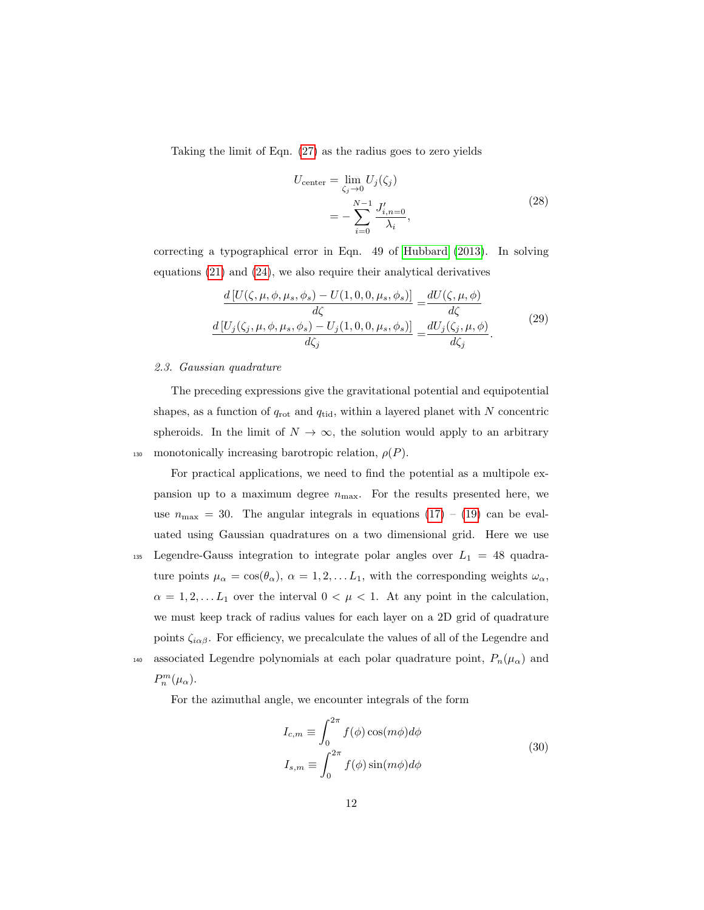Taking the limit of Eqn. (27) as the radius goes to zero yields

$$
\begin{aligned}
U_{\rm center} &= \lim_{\zeta_j \to 0} U_j(\zeta_j) \\
&= -\sum_{i=0}^{N-1} \frac{J'_{i,n=0}}{\lambda_i},
\end{aligned}
\tag{28}
$$

correcting a typographical error in Eqn. 49 of Hubbard (2013). In solving equations (21) and (24), we also require their analytical derivatives

$$
\begin{aligned}
\frac{d\left[U(\zeta,\mu,\phi,\mu_s,\phi_s) - U(1,0,0,\mu_s,\phi_s)\right]}{d\zeta} &= \frac{dU(\zeta,\mu,\phi)}{d\zeta} \\
\frac{d\left[U_j(\zeta_j,\mu,\phi,\mu_s,\phi_s) - U_j(1,0,0,\mu_s,\phi_s)\right]}{d\zeta_j} &= \frac{dU_j(\zeta_j,\mu,\phi)}{d\zeta_j}.
\end{aligned}
\tag{29}
$$

### *2.3. Gaussian quadrature*

The preceding expressions give the gravitational potential and equipotential shapes, as a function of $q_{\rm rot}$ and $q_{\rm tid}$, within a layered planet with $N$ concentric spheroids. In the limit of $N \to \infty$, the solution would apply to an arbitrary monotonically increasing barotropic relation, $\rho(P)$.

For practical applications, we need to find the potential as a multipole expansion up to a maximum degree $n_{\rm max}$. For the results presented here, we use $n_{\rm max} = 30$. The angular integrals in equations (17) – (19) can be evaluated using Gaussian quadratures on a two dimensional grid. Here we use Legendre-Gauss integration to integrate polar angles over $L_1 = 48$ quadrature points $\mu_\alpha = \cos(\theta_\alpha)$, $\alpha = 1, 2, \ldots L_1$, with the corresponding weights $\omega_\alpha$, $\alpha = 1, 2, \ldots L_1$ over the interval $0 < \mu < 1$. At any point in the calculation, we must keep track of radius values for each layer on a 2D grid of quadrature points $\zeta_{i\alpha\beta}$. For efficiency, we precalculate the values of all of the Legendre and associated Legendre polynomials at each polar quadrature point, $P_n(\mu_\alpha)$ and $P_n^m(\mu_\alpha)$.

For the azimuthal angle, we encounter integrals of the form

$$
\begin{aligned}
I_{c,m} &\equiv \int_0^{2\pi} f(\phi)\cos(m\phi)d\phi \\
I_{s,m} &\equiv \int_0^{2\pi} f(\phi)\sin(m\phi)d\phi
\end{aligned}
\tag{30}
$$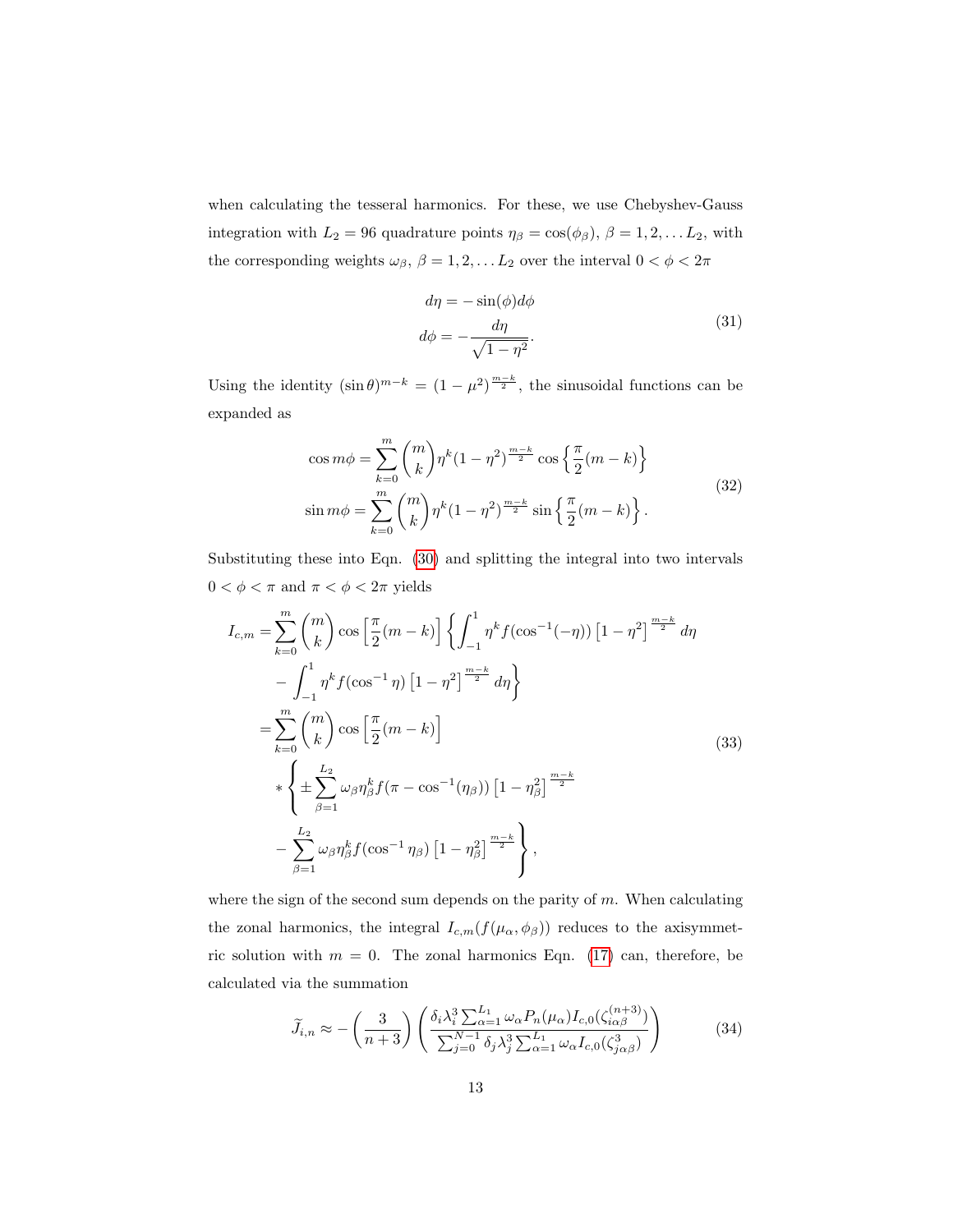when calculating the tesseral harmonics. For these, we use Chebyshev-Gauss integration with $L_2 = 96$ quadrature points $\eta_\beta = \cos(\phi_\beta)$, $\beta = 1, 2, \ldots L_2$, with the corresponding weights $\omega_\beta$, $\beta = 1, 2, \ldots L_2$ over the interval $0 < \phi < 2\pi$

$$
\begin{aligned}
d\eta &= -\sin(\phi) d\phi \\
d\phi &= -\frac{d\eta}{\sqrt{1-\eta^2}}.
\end{aligned}
\tag{31}
$$

Using the identity $(\sin\theta)^{m-k} = (1-\mu^2)^{\frac{m-k}{2}}$, the sinusoidal functions can be expanded as

$$
\begin{aligned}
\cos m\phi &= \sum_{k=0}^{m} \binom{m}{k} \eta^k (1-\eta^2)^{\frac{m-k}{2}} \cos\left\{\frac{\pi}{2}(m-k)\right\} \\
\sin m\phi &= \sum_{k=0}^{m} \binom{m}{k} \eta^k (1-\eta^2)^{\frac{m-k}{2}} \sin\left\{\frac{\pi}{2}(m-k)\right\}.
\end{aligned}
\tag{32}
$$

Substituting these into Eqn. (30) and splitting the integral into two intervals $0 < \phi < \pi$ and $\pi < \phi < 2\pi$ yields

$$
\begin{aligned}
I_{c,m} =& \sum_{k=0}^{m} \binom{m}{k} \cos\left[\frac{\pi}{2}(m-k)\right] \left\{ \int_{-1}^{1} \eta^k f(\cos^{-1}(-\eta)) \left[1-\eta^2\right]^{\frac{m-k}{2}} d\eta \right. \\
& \left. - \int_{-1}^{1} \eta^k f(\cos^{-1}\eta) \left[1-\eta^2\right]^{\frac{m-k}{2}} d\eta \right\} \\
=& \sum_{k=0}^{m} \binom{m}{k} \cos\left[\frac{\pi}{2}(m-k)\right] \\
& * \left\{ \pm \sum_{\beta=1}^{L_2} \omega_\beta \eta_\beta^k f(\pi - \cos^{-1}(\eta_\beta)) \left[1-\eta_\beta^2\right]^{\frac{m-k}{2}} \right. \\
& \left. - \sum_{\beta=1}^{L_2} \omega_\beta \eta_\beta^k f(\cos^{-1}\eta_\beta) \left[1-\eta_\beta^2\right]^{\frac{m-k}{2}} \right\},
\end{aligned}
\tag{33}
$$

where the sign of the second sum depends on the parity of $m$. When calculating the zonal harmonics, the integral $I_{c,m}(f(\mu_\alpha, \phi_\beta))$ reduces to the axisymmetric solution with $m = 0$. The zonal harmonics Eqn. (17) can, therefore, be calculated via the summation

$$
\widetilde{J}_{i,n} \approx -\left(\frac{3}{n+3}\right) \left( \frac{\delta_i \lambda_i^3 \sum_{\alpha=1}^{L_1} \omega_\alpha P_n(\mu_\alpha) I_{c,0}(\zeta_{i\alpha\beta}^{(n+3)})}{\sum_{j=0}^{N-1} \delta_j \lambda_j^3 \sum_{\alpha=1}^{L_1} \omega_\alpha I_{c,0}(\zeta_{j\alpha\beta}^3)} \right)
\tag{34}
$$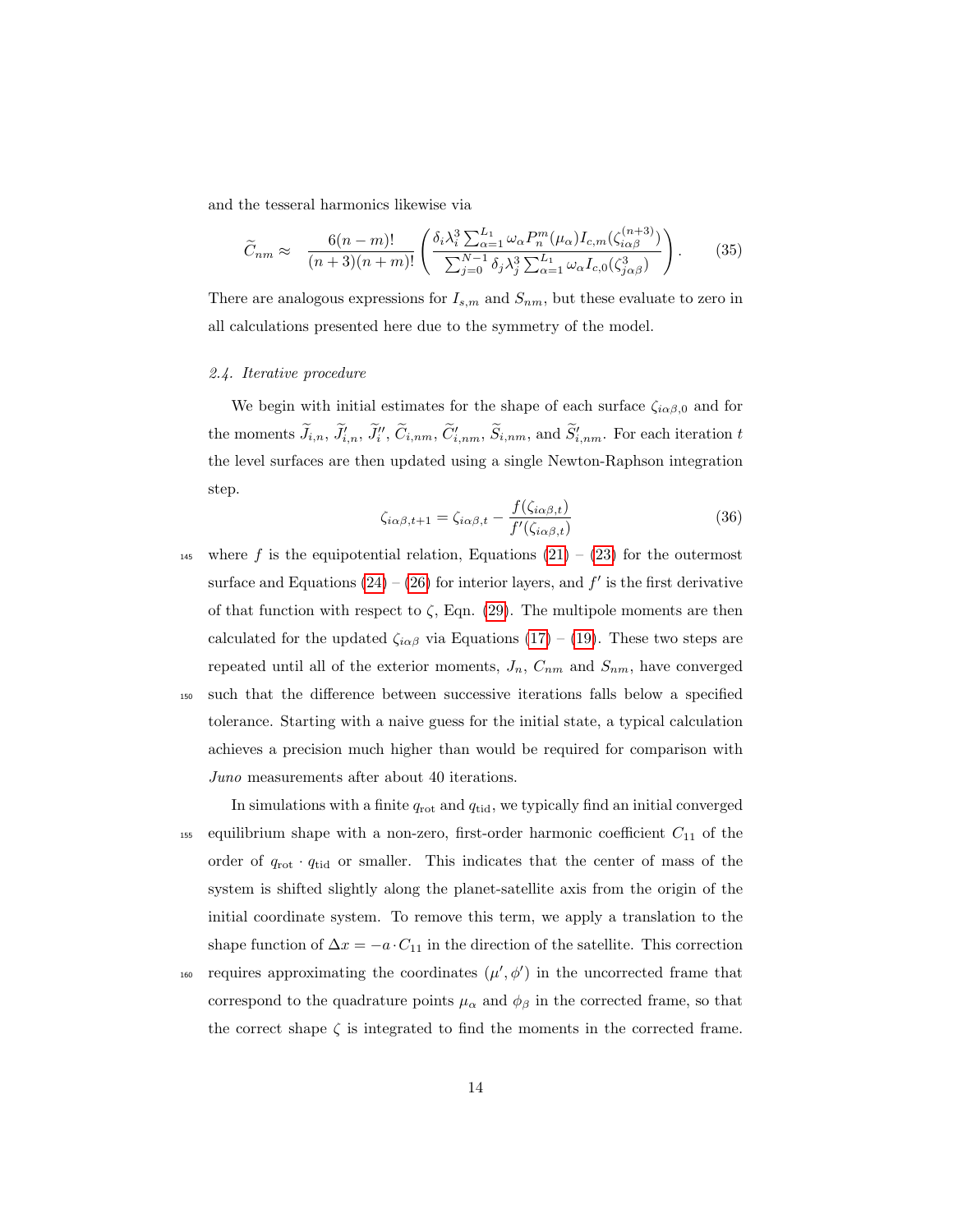and the tesseral harmonics likewise via

$$\widetilde{C}_{nm} \approx \frac{6(n-m)!}{(n+3)(n+m)!}\left(\frac{\delta_i \lambda_i^3 \sum_{\alpha=1}^{L_1} \omega_\alpha P_n^m(\mu_\alpha) I_{c,m}(\zeta_{i\alpha\beta}^{(n+3)})}{\sum_{j=0}^{N-1} \delta_j \lambda_j^3 \sum_{\alpha=1}^{L_1} \omega_\alpha I_{c,0}(\zeta_{j\alpha\beta}^3)}\right). \tag{35}$$

There are analogous expressions for $I_{s,m}$ and $S_{nm}$, but these evaluate to zero in all calculations presented here due to the symmetry of the model.

### *2.4. Iterative procedure*

We begin with initial estimates for the shape of each surface $\zeta_{i\alpha\beta,0}$ and for the moments $\widetilde{J}_{i,n}$, $\widetilde{J}'_{i,n}$, $\widetilde{J}''_i$, $\widetilde{C}_{i,nm}$, $\widetilde{C}'_{i,nm}$, $\widetilde{S}_{i,nm}$, and $\widetilde{S}'_{i,nm}$. For each iteration $t$ the level surfaces are then updated using a single Newton-Raphson integration step.

$$\zeta_{i\alpha\beta,t+1} = \zeta_{i\alpha\beta,t} - \frac{f(\zeta_{i\alpha\beta,t})}{f'(\zeta_{i\alpha\beta,t})} \tag{36}$$

where $f$ is the equipotential relation, Equations (21) – (23) for the outermost surface and Equations (24) – (26) for interior layers, and $f'$ is the first derivative of that function with respect to $\zeta$, Eqn. (29). The multipole moments are then calculated for the updated $\zeta_{i\alpha\beta}$ via Equations (17) – (19). These two steps are repeated until all of the exterior moments, $J_n$, $C_{nm}$ and $S_{nm}$, have converged such that the difference between successive iterations falls below a specified tolerance. Starting with a naive guess for the initial state, a typical calculation achieves a precision much higher than would be required for comparison with *Juno* measurements after about 40 iterations.

In simulations with a finite $q_{\rm rot}$ and $q_{\rm tid}$, we typically find an initial converged equilibrium shape with a non-zero, first-order harmonic coefficient $C_{11}$ of the order of $q_{\rm rot} \cdot q_{\rm tid}$ or smaller. This indicates that the center of mass of the system is shifted slightly along the planet-satellite axis from the origin of the initial coordinate system. To remove this term, we apply a translation to the shape function of $\Delta x = -a \cdot C_{11}$ in the direction of the satellite. This correction requires approximating the coordinates $(\mu', \phi')$ in the uncorrected frame that correspond to the quadrature points $\mu_\alpha$ and $\phi_\beta$ in the corrected frame, so that the correct shape $\zeta$ is integrated to find the moments in the corrected frame.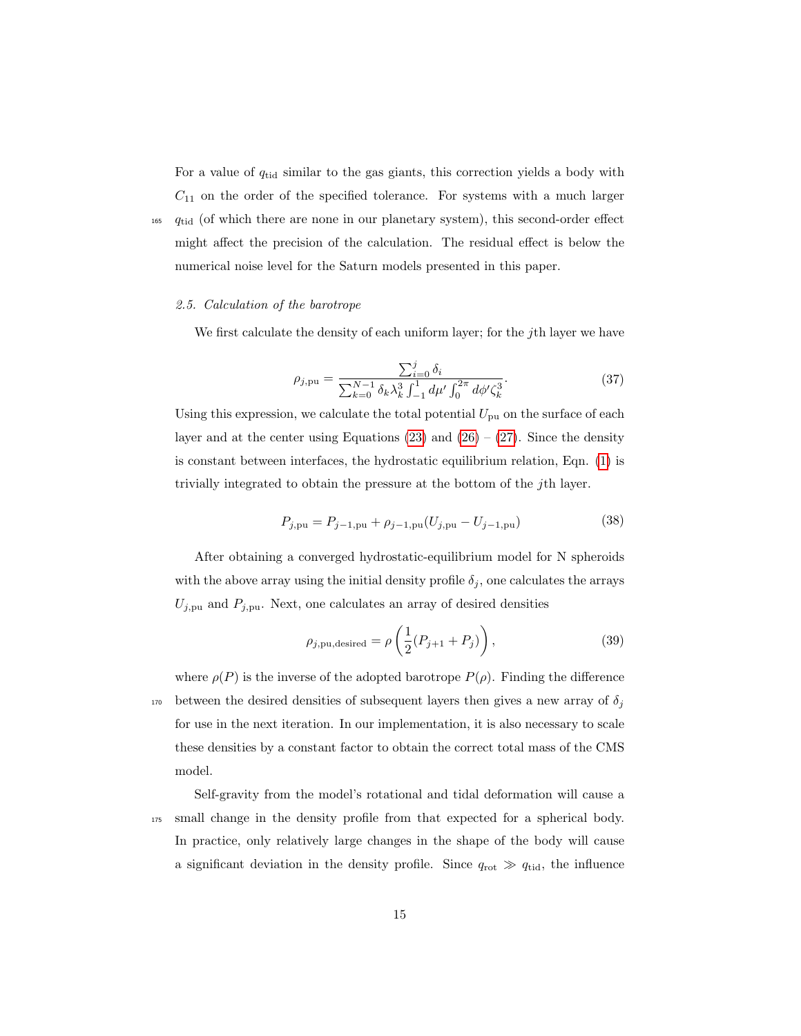For a value of $q_{\rm tid}$ similar to the gas giants, this correction yields a body with $C_{11}$ on the order of the specified tolerance. For systems with a much larger $q_{\rm tid}$ (of which there are none in our planetary system), this second-order effect might affect the precision of the calculation. The residual effect is below the numerical noise level for the Saturn models presented in this paper.

### *2.5. Calculation of the barotrope*

We first calculate the density of each uniform layer; for the $j$th layer we have

$$\rho_{j,\rm pu} = \frac{\sum_{i=0}^{j} \delta_i}{\sum_{k=0}^{N-1} \delta_k \lambda_k^3 \int_{-1}^{1} d\mu' \int_0^{2\pi} d\phi' \zeta_k^3}. \tag{37}$$

Using this expression, we calculate the total potential $U_{\rm pu}$ on the surface of each layer and at the center using Equations (23) and (26) – (27). Since the density is constant between interfaces, the hydrostatic equilibrium relation, Eqn. (1) is trivially integrated to obtain the pressure at the bottom of the $j$th layer.

$$P_{j,\rm pu} = P_{j-1,\rm pu} + \rho_{j-1,\rm pu}(U_{j,\rm pu} - U_{j-1,\rm pu}) \tag{38}$$

After obtaining a converged hydrostatic-equilibrium model for N spheroids with the above array using the initial density profile $\delta_j$, one calculates the arrays $U_{j,\rm pu}$ and $P_{j,\rm pu}$. Next, one calculates an array of desired densities

$$\rho_{j,\rm pu,desired} = \rho\left(\frac{1}{2}(P_{j+1} + P_j)\right), \tag{39}$$

where $\rho(P)$ is the inverse of the adopted barotrope $P(\rho)$. Finding the difference between the desired densities of subsequent layers then gives a new array of $\delta_j$ for use in the next iteration. In our implementation, it is also necessary to scale these densities by a constant factor to obtain the correct total mass of the CMS model.

Self-gravity from the model's rotational and tidal deformation will cause a small change in the density profile from that expected for a spherical body. In practice, only relatively large changes in the shape of the body will cause a significant deviation in the density profile. Since $q_{\rm rot} \gg q_{\rm tid}$, the influence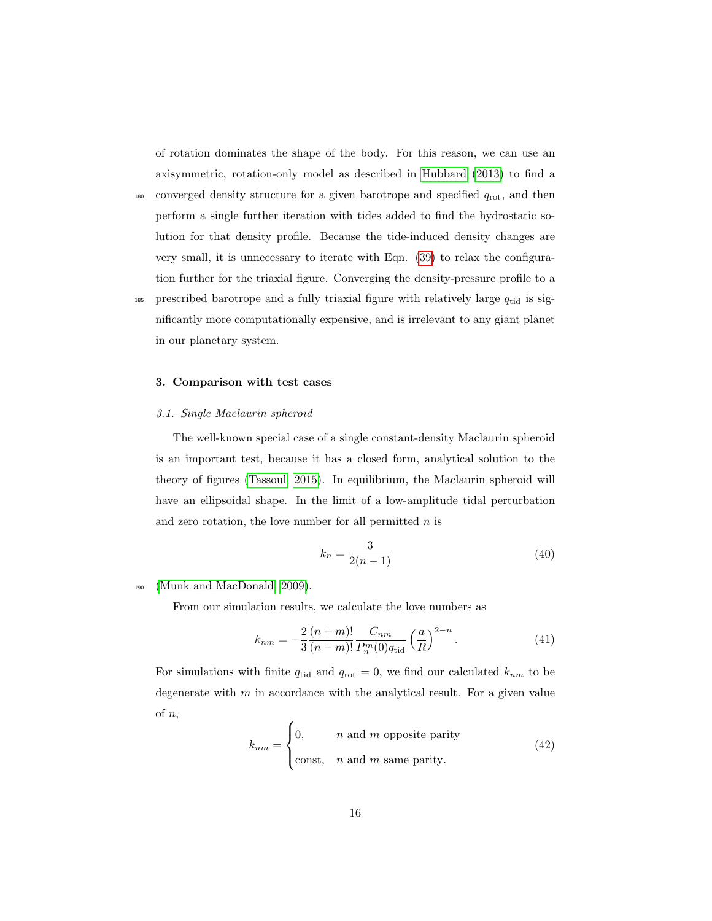of rotation dominates the shape of the body. For this reason, we can use an axisymmetric, rotation-only model as described in Hubbard (2013) to find a converged density structure for a given barotrope and specified $q_{\rm rot}$, and then perform a single further iteration with tides added to find the hydrostatic solution for that density profile. Because the tide-induced density changes are very small, it is unnecessary to iterate with Eqn. (39) to relax the configuration further for the triaxial figure. Converging the density-pressure profile to a prescribed barotrope and a fully triaxial figure with relatively large $q_{\rm tid}$ is significantly more computationally expensive, and is irrelevant to any giant planet in our planetary system.

## 3. Comparison with test cases

### *3.1. Single Maclaurin spheroid*

The well-known special case of a single constant-density Maclaurin spheroid is an important test, because it has a closed form, analytical solution to the theory of figures (Tassoul, 2015). In equilibrium, the Maclaurin spheroid will have an ellipsoidal shape. In the limit of a low-amplitude tidal perturbation and zero rotation, the love number for all permitted $n$ is

$$k_n = \frac{3}{2(n-1)} \tag{40}$$

(Munk and MacDonald, 2009).

From our simulation results, we calculate the love numbers as

$$k_{nm} = -\frac{2}{3}\frac{(n+m)!}{(n-m)!}\frac{C_{nm}}{P_n^m(0)q_{\rm tid}}\left(\frac{a}{R}\right)^{2-n}. \tag{41}$$

For simulations with finite $q_{\rm tid}$ and $q_{\rm rot} = 0$, we find our calculated $k_{nm}$ to be degenerate with $m$ in accordance with the analytical result. For a given value of $n$,

$$k_{nm} = \begin{cases} 0, & n \text{ and } m \text{ opposite parity} \\ \text{const}, & n \text{ and } m \text{ same parity.} \end{cases} \tag{42}$$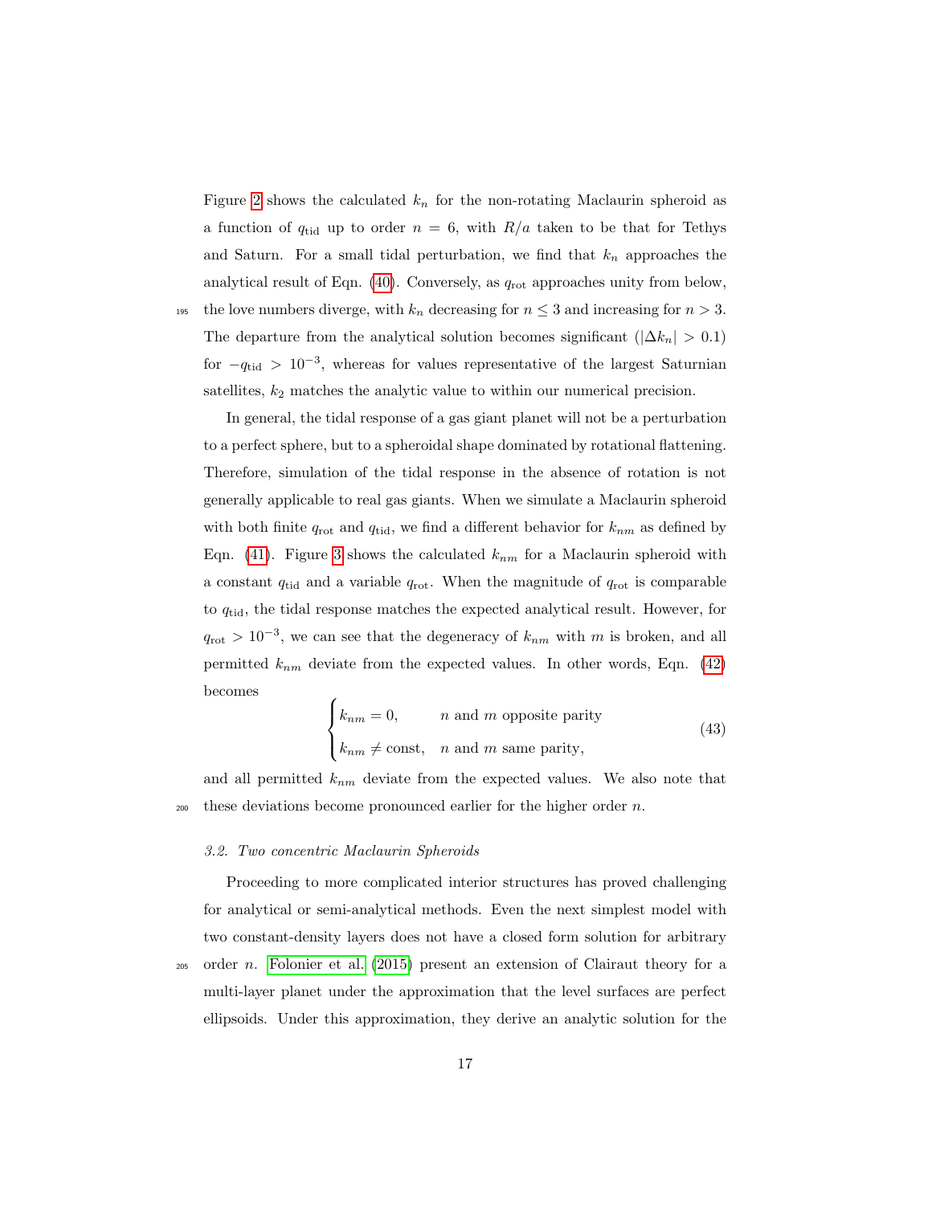Figure 2 shows the calculated $k_n$ for the non-rotating Maclaurin spheroid as a function of $q_{\rm tid}$ up to order $n = 6$, with $R/a$ taken to be that for Tethys and Saturn. For a small tidal perturbation, we find that $k_n$ approaches the analytical result of Eqn. (40). Conversely, as $q_{\rm rot}$ approaches unity from below, the love numbers diverge, with $k_n$ decreasing for $n \leq 3$ and increasing for $n > 3$. The departure from the analytical solution becomes significant ($|\Delta k_n| > 0.1$) for $-q_{\rm tid} > 10^{-3}$, whereas for values representative of the largest Saturnian satellites, $k_2$ matches the analytic value to within our numerical precision.

In general, the tidal response of a gas giant planet will not be a perturbation to a perfect sphere, but to a spheroidal shape dominated by rotational flattening. Therefore, simulation of the tidal response in the absence of rotation is not generally applicable to real gas giants. When we simulate a Maclaurin spheroid with both finite $q_{\rm rot}$ and $q_{\rm tid}$, we find a different behavior for $k_{nm}$ as defined by Eqn. (41). Figure 3 shows the calculated $k_{nm}$ for a Maclaurin spheroid with a constant $q_{\rm tid}$ and a variable $q_{\rm rot}$. When the magnitude of $q_{\rm rot}$ is comparable to $q_{\rm tid}$, the tidal response matches the expected analytical result. However, for $q_{\rm rot} > 10^{-3}$, we can see that the degeneracy of $k_{nm}$ with $m$ is broken, and all permitted $k_{nm}$ deviate from the expected values. In other words, Eqn. (42) becomes

$$
\begin{cases}
k_{nm} = 0, & n \text{ and } m \text{ opposite parity} \\
k_{nm} \neq \text{const}, & n \text{ and } m \text{ same parity,}
\end{cases}
\tag{43}
$$

and all permitted $k_{nm}$ deviate from the expected values. We also note that these deviations become pronounced earlier for the higher order $n$.

### 3.2. Two concentric Maclaurin Spheroids

Proceeding to more complicated interior structures has proved challenging for analytical or semi-analytical methods. Even the next simplest model with two constant-density layers does not have a closed form solution for arbitrary order $n$. Folonier et al. (2015) present an extension of Clairaut theory for a multi-layer planet under the approximation that the level surfaces are perfect ellipsoids. Under this approximation, they derive an analytic solution for the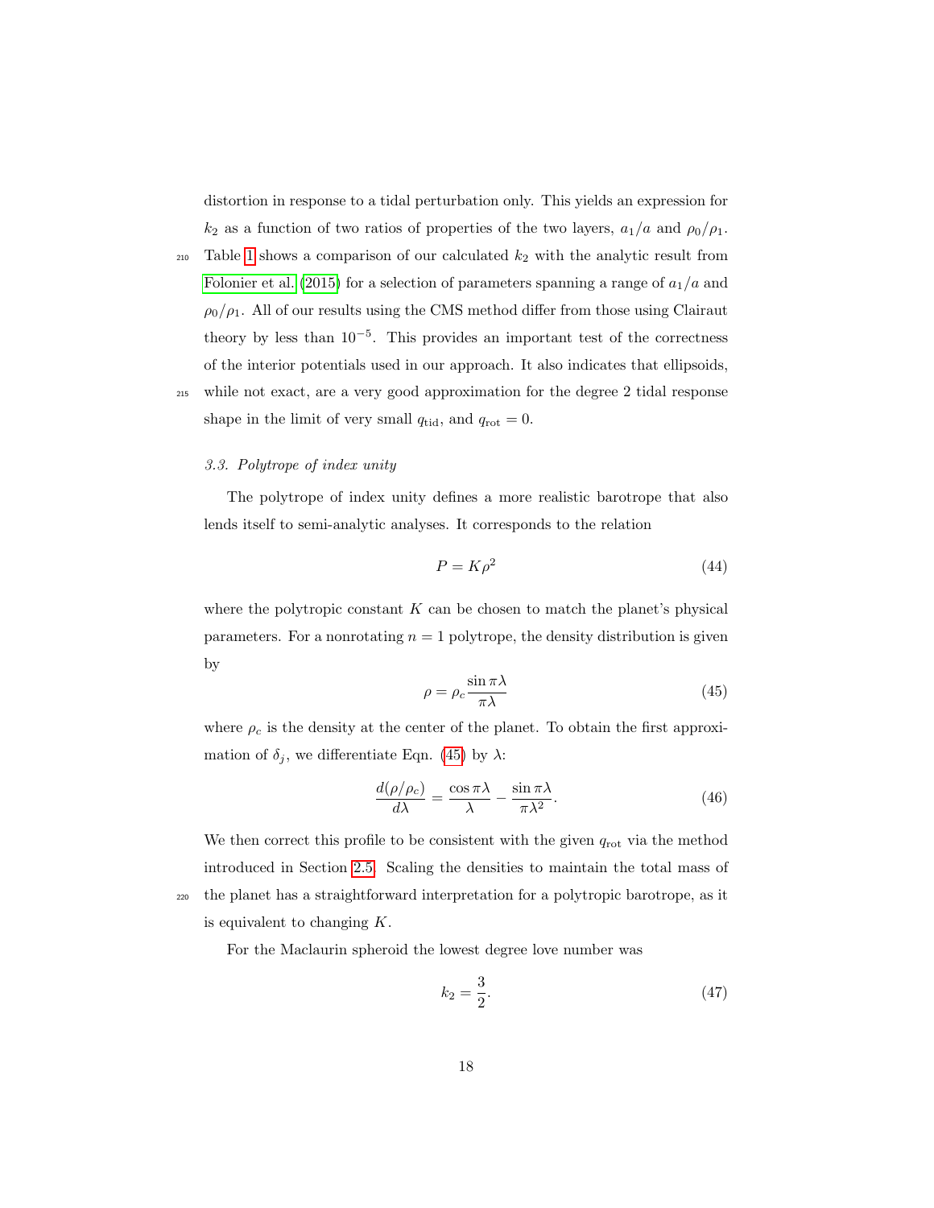distortion in response to a tidal perturbation only. This yields an expression for $k_2$ as a function of two ratios of properties of the two layers, $a_1/a$ and $\rho_0/\rho_1$. Table 1 shows a comparison of our calculated $k_2$ with the analytic result from Folonier et al. (2015) for a selection of parameters spanning a range of $a_1/a$ and $\rho_0/\rho_1$. All of our results using the CMS method differ from those using Clairaut theory by less than $10^{-5}$. This provides an important test of the correctness of the interior potentials used in our approach. It also indicates that ellipsoids, while not exact, are a very good approximation for the degree 2 tidal response shape in the limit of very small $q_{\text{tid}}$, and $q_{\text{rot}} = 0$.

### 3.3. Polytrope of index unity

The polytrope of index unity defines a more realistic barotrope that also lends itself to semi-analytic analyses. It corresponds to the relation

$$P = K\rho^2 \tag{44}$$

where the polytropic constant $K$ can be chosen to match the planet's physical parameters. For a nonrotating $n = 1$ polytrope, the density distribution is given by

$$\rho = \rho_c \frac{\sin \pi\lambda}{\pi\lambda} \tag{45}$$

where $\rho_c$ is the density at the center of the planet. To obtain the first approximation of $\delta_j$, we differentiate Eqn. (45) by $\lambda$:

$$\frac{d(\rho/\rho_c)}{d\lambda} = \frac{\cos \pi\lambda}{\lambda} - \frac{\sin \pi\lambda}{\pi\lambda^2}. \tag{46}$$

We then correct this profile to be consistent with the given $q_{\text{rot}}$ via the method introduced in Section 2.5. Scaling the densities to maintain the total mass of the planet has a straightforward interpretation for a polytropic barotrope, as it is equivalent to changing $K$.

For the Maclaurin spheroid the lowest degree love number was

$$k_2 = \frac{3}{2}. \tag{47}$$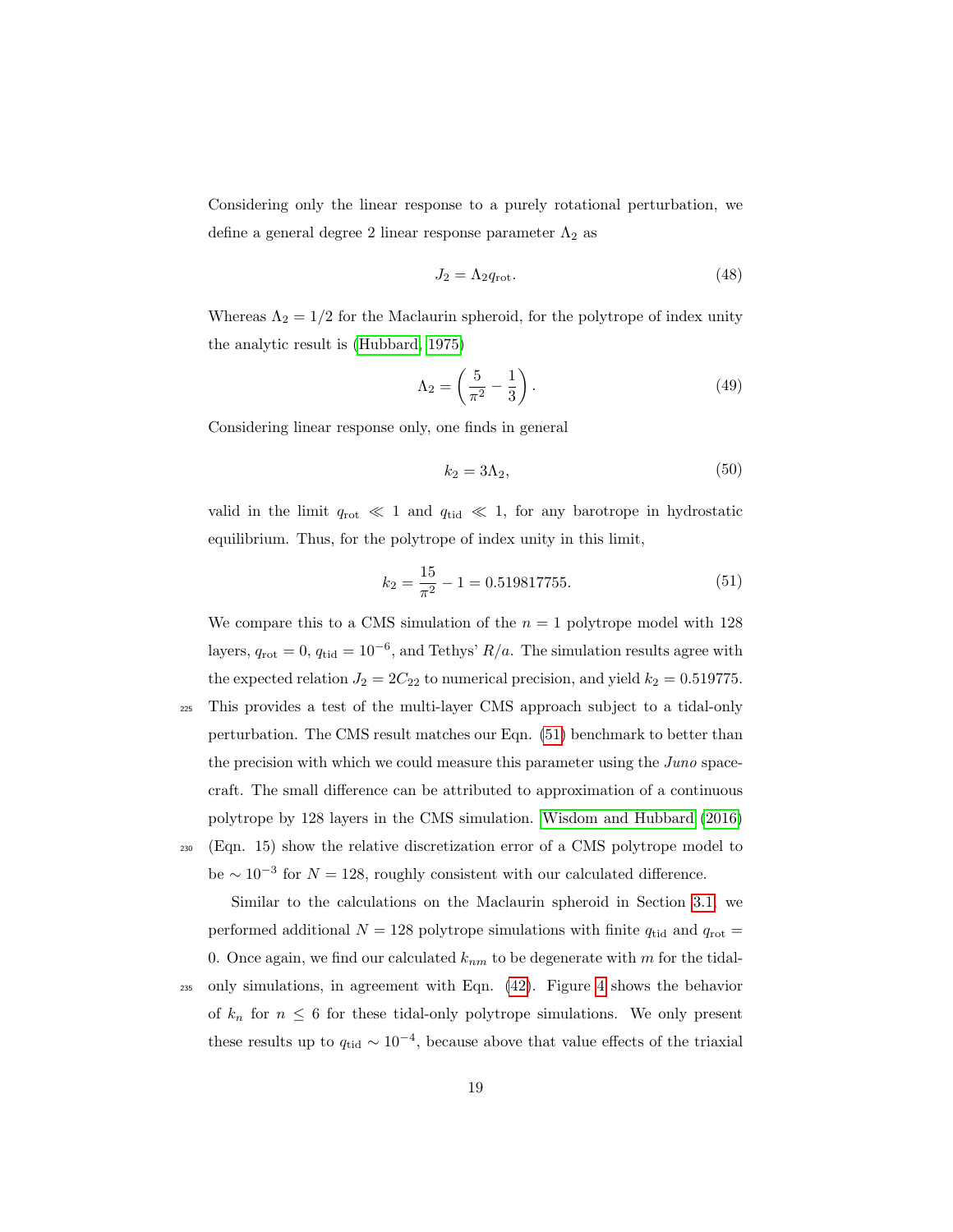Considering only the linear response to a purely rotational perturbation, we define a general degree 2 linear response parameter $\Lambda_2$ as

$$J_2 = \Lambda_2 q_{\rm rot}. \tag{48}$$

Whereas $\Lambda_2 = 1/2$ for the Maclaurin spheroid, for the polytrope of index unity the analytic result is (Hubbard, 1975)

$$\Lambda_2 = \left(\frac{5}{\pi^2} - \frac{1}{3}\right). \tag{49}$$

Considering linear response only, one finds in general

$$k_2 = 3\Lambda_2, \tag{50}$$

valid in the limit $q_{\rm rot} \ll 1$ and $q_{\rm tid} \ll 1$, for any barotrope in hydrostatic equilibrium. Thus, for the polytrope of index unity in this limit,

$$k_2 = \frac{15}{\pi^2} - 1 = 0.519817755. \tag{51}$$

We compare this to a CMS simulation of the $n = 1$ polytrope model with 128 layers, $q_{\rm rot} = 0$, $q_{\rm tid} = 10^{-6}$, and Tethys' $R/a$. The simulation results agree with the expected relation $J_2 = 2C_{22}$ to numerical precision, and yield $k_2 = 0.519775$. This provides a test of the multi-layer CMS approach subject to a tidal-only perturbation. The CMS result matches our Eqn. (51) benchmark to better than the precision with which we could measure this parameter using the *Juno* spacecraft. The small difference can be attributed to approximation of a continuous polytrope by 128 layers in the CMS simulation. Wisdom and Hubbard (2016) (Eqn. 15) show the relative discretization error of a CMS polytrope model to be $\sim 10^{-3}$ for $N = 128$, roughly consistent with our calculated difference.

Similar to the calculations on the Maclaurin spheroid in Section 3.1, we performed additional $N = 128$ polytrope simulations with finite $q_{\rm tid}$ and $q_{\rm rot} = 0$. Once again, we find our calculated $k_{nm}$ to be degenerate with $m$ for the tidal-only simulations, in agreement with Eqn. (42). Figure 4 shows the behavior of $k_n$ for $n \leq 6$ for these tidal-only polytrope simulations. We only present these results up to $q_{\rm tid} \sim 10^{-4}$, because above that value effects of the triaxial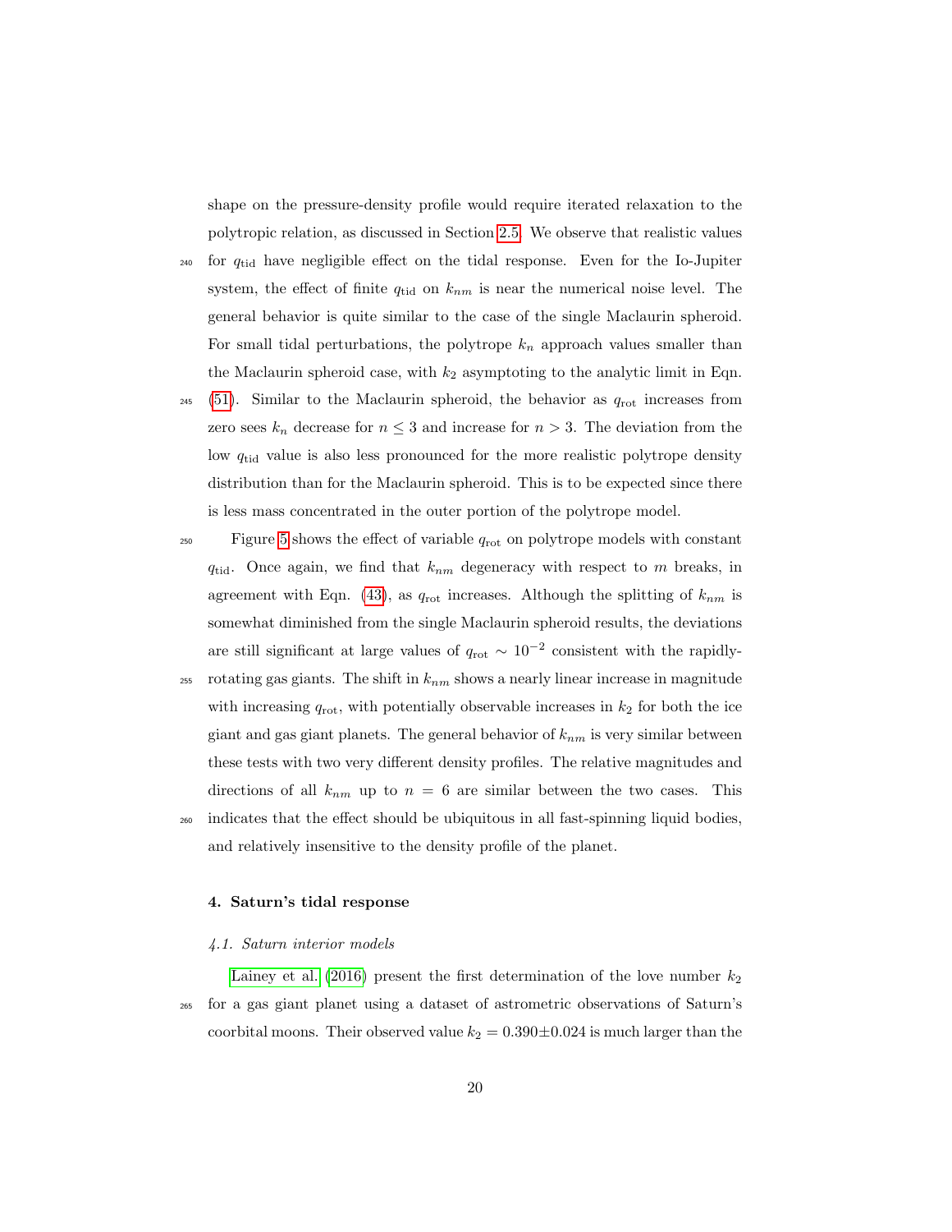shape on the pressure-density profile would require iterated relaxation to the polytropic relation, as discussed in Section 2.5. We observe that realistic values for $q_{\rm tid}$ have negligible effect on the tidal response. Even for the Io-Jupiter system, the effect of finite $q_{\rm tid}$ on $k_{nm}$ is near the numerical noise level. The general behavior is quite similar to the case of the single Maclaurin spheroid. For small tidal perturbations, the polytrope $k_n$ approach values smaller than the Maclaurin spheroid case, with $k_2$ asymptoting to the analytic limit in Eqn. (51). Similar to the Maclaurin spheroid, the behavior as $q_{\rm rot}$ increases from zero sees $k_n$ decrease for $n \leq 3$ and increase for $n > 3$. The deviation from the low $q_{\rm tid}$ value is also less pronounced for the more realistic polytrope density distribution than for the Maclaurin spheroid. This is to be expected since there is less mass concentrated in the outer portion of the polytrope model.

Figure 5 shows the effect of variable $q_{\rm rot}$ on polytrope models with constant $q_{\rm tid}$. Once again, we find that $k_{nm}$ degeneracy with respect to $m$ breaks, in agreement with Eqn. (43), as $q_{\rm rot}$ increases. Although the splitting of $k_{nm}$ is somewhat diminished from the single Maclaurin spheroid results, the deviations are still significant at large values of $q_{\rm rot} \sim 10^{-2}$ consistent with the rapidly-rotating gas giants. The shift in $k_{nm}$ shows a nearly linear increase in magnitude with increasing $q_{\rm rot}$, with potentially observable increases in $k_2$ for both the ice giant and gas giant planets. The general behavior of $k_{nm}$ is very similar between these tests with two very different density profiles. The relative magnitudes and directions of all $k_{nm}$ up to $n = 6$ are similar between the two cases. This indicates that the effect should be ubiquitous in all fast-spinning liquid bodies, and relatively insensitive to the density profile of the planet.

## 4. Saturn's tidal response

### *4.1. Saturn interior models*

Lainey et al. (2016) present the first determination of the love number $k_2$ for a gas giant planet using a dataset of astrometric observations of Saturn's coorbital moons. Their observed value $k_2 = 0.390 \pm 0.024$ is much larger than the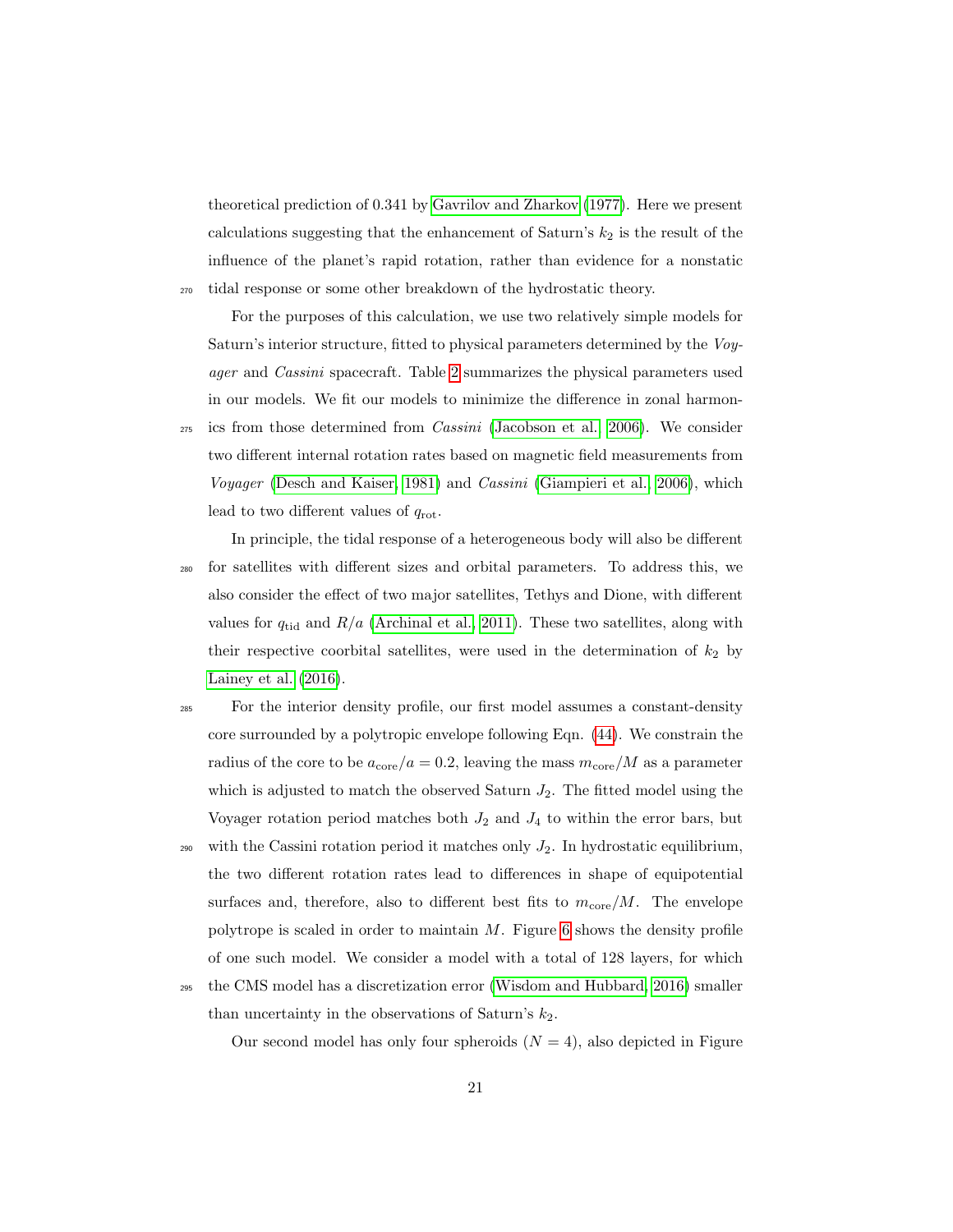theoretical prediction of 0.341 by Gavrilov and Zharkov (1977). Here we present calculations suggesting that the enhancement of Saturn's $k_2$ is the result of the influence of the planet's rapid rotation, rather than evidence for a nonstatic tidal response or some other breakdown of the hydrostatic theory.

For the purposes of this calculation, we use two relatively simple models for Saturn's interior structure, fitted to physical parameters determined by the *Voyager* and *Cassini* spacecraft. Table 2 summarizes the physical parameters used in our models. We fit our models to minimize the difference in zonal harmonics from those determined from *Cassini* (Jacobson et al., 2006). We consider two different internal rotation rates based on magnetic field measurements from *Voyager* (Desch and Kaiser, 1981) and *Cassini* (Giampieri et al., 2006), which lead to two different values of $q_{\mathrm{rot}}$.

In principle, the tidal response of a heterogeneous body will also be different for satellites with different sizes and orbital parameters. To address this, we also consider the effect of two major satellites, Tethys and Dione, with different values for $q_{\mathrm{tid}}$ and $R/a$ (Archinal et al., 2011). These two satellites, along with their respective coorbital satellites, were used in the determination of $k_2$ by Lainey et al. (2016).

For the interior density profile, our first model assumes a constant-density core surrounded by a polytropic envelope following Eqn. (44). We constrain the radius of the core to be $a_{\mathrm{core}}/a = 0.2$, leaving the mass $m_{\mathrm{core}}/M$ as a parameter which is adjusted to match the observed Saturn $J_2$. The fitted model using the Voyager rotation period matches both $J_2$ and $J_4$ to within the error bars, but with the Cassini rotation period it matches only $J_2$. In hydrostatic equilibrium, the two different rotation rates lead to differences in shape of equipotential surfaces and, therefore, also to different best fits to $m_{\mathrm{core}}/M$. The envelope polytrope is scaled in order to maintain $M$. Figure 6 shows the density profile of one such model. We consider a model with a total of 128 layers, for which the CMS model has a discretization error (Wisdom and Hubbard, 2016) smaller than uncertainty in the observations of Saturn's $k_2$.

Our second model has only four spheroids ($N = 4$), also depicted in Figure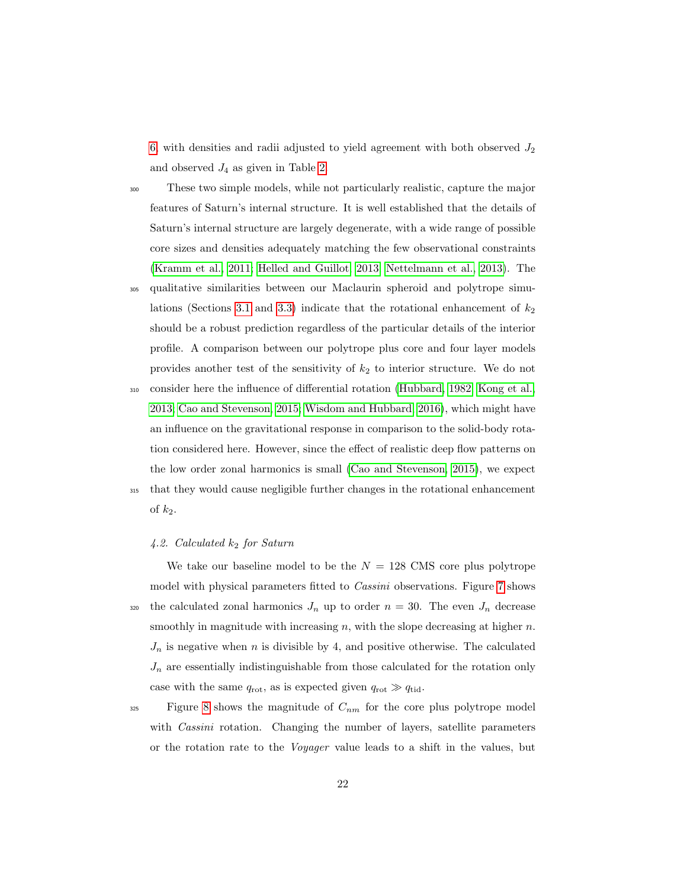6, with densities and radii adjusted to yield agreement with both observed $J_2$ and observed $J_4$ as given in Table 2.

These two simple models, while not particularly realistic, capture the major features of Saturn's internal structure. It is well established that the details of Saturn's internal structure are largely degenerate, with a wide range of possible core sizes and densities adequately matching the few observational constraints (Kramm et al., 2011; Helled and Guillot, 2013; Nettelmann et al., 2013). The qualitative similarities between our Maclaurin spheroid and polytrope simulations (Sections 3.1 and 3.3) indicate that the rotational enhancement of $k_2$ should be a robust prediction regardless of the particular details of the interior profile. A comparison between our polytrope plus core and four layer models provides another test of the sensitivity of $k_2$ to interior structure. We do not consider here the influence of differential rotation (Hubbard, 1982; Kong et al., 2013; Cao and Stevenson, 2015; Wisdom and Hubbard, 2016), which might have an influence on the gravitational response in comparison to the solid-body rotation considered here. However, since the effect of realistic deep flow patterns on the low order zonal harmonics is small (Cao and Stevenson, 2015), we expect that they would cause negligible further changes in the rotational enhancement of $k_2$.

### 4.2. Calculated $k_2$ for Saturn

We take our baseline model to be the $N = 128$ CMS core plus polytrope model with physical parameters fitted to *Cassini* observations. Figure 7 shows the calculated zonal harmonics $J_n$ up to order $n = 30$. The even $J_n$ decrease smoothly in magnitude with increasing $n$, with the slope decreasing at higher $n$. $J_n$ is negative when $n$ is divisible by 4, and positive otherwise. The calculated $J_n$ are essentially indistinguishable from those calculated for the rotation only case with the same $q_{\mathrm{rot}}$, as is expected given $q_{\mathrm{rot}} \gg q_{\mathrm{tid}}$.

Figure 8 shows the magnitude of $C_{nm}$ for the core plus polytrope model with *Cassini* rotation. Changing the number of layers, satellite parameters or the rotation rate to the *Voyager* value leads to a shift in the values, but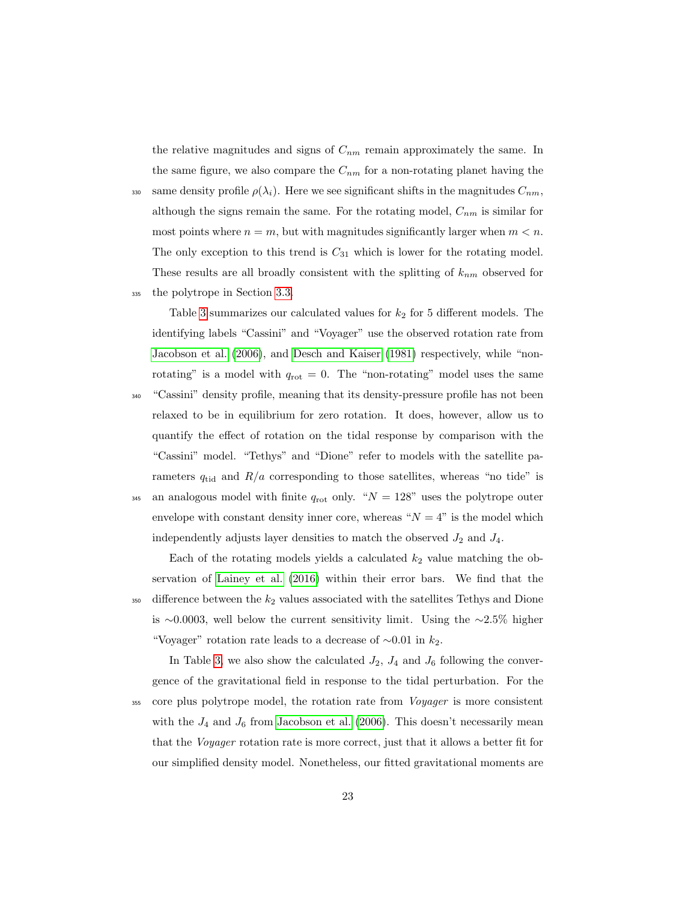the relative magnitudes and signs of $C_{nm}$ remain approximately the same. In the same figure, we also compare the $C_{nm}$ for a non-rotating planet having the same density profile $\rho(\lambda_i)$. Here we see significant shifts in the magnitudes $C_{nm}$, although the signs remain the same. For the rotating model, $C_{nm}$ is similar for most points where $n = m$, but with magnitudes significantly larger when $m < n$. The only exception to this trend is $C_{31}$ which is lower for the rotating model. These results are all broadly consistent with the splitting of $k_{nm}$ observed for the polytrope in Section 3.3.

Table 3 summarizes our calculated values for $k_2$ for 5 different models. The identifying labels "Cassini" and "Voyager" use the observed rotation rate from Jacobson et al. (2006), and Desch and Kaiser (1981) respectively, while "non-rotating" is a model with $q_{\rm rot} = 0$. The "non-rotating" model uses the same "Cassini" density profile, meaning that its density-pressure profile has not been relaxed to be in equilibrium for zero rotation. It does, however, allow us to quantify the effect of rotation on the tidal response by comparison with the "Cassini" model. "Tethys" and "Dione" refer to models with the satellite parameters $q_{\rm tid}$ and $R/a$ corresponding to those satellites, whereas "no tide" is an analogous model with finite $q_{\rm rot}$ only. "$N = 128$" uses the polytrope outer envelope with constant density inner core, whereas "$N = 4$" is the model which independently adjusts layer densities to match the observed $J_2$ and $J_4$.

Each of the rotating models yields a calculated $k_2$ value matching the observation of Lainey et al. (2016) within their error bars. We find that the difference between the $k_2$ values associated with the satellites Tethys and Dione is $\sim$0.0003, well below the current sensitivity limit. Using the $\sim$2.5% higher "Voyager" rotation rate leads to a decrease of $\sim$0.01 in $k_2$.

In Table 3, we also show the calculated $J_2$, $J_4$ and $J_6$ following the convergence of the gravitational field in response to the tidal perturbation. For the core plus polytrope model, the rotation rate from *Voyager* is more consistent with the $J_4$ and $J_6$ from Jacobson et al. (2006). This doesn't necessarily mean that the *Voyager* rotation rate is more correct, just that it allows a better fit for our simplified density model. Nonetheless, our fitted gravitational moments are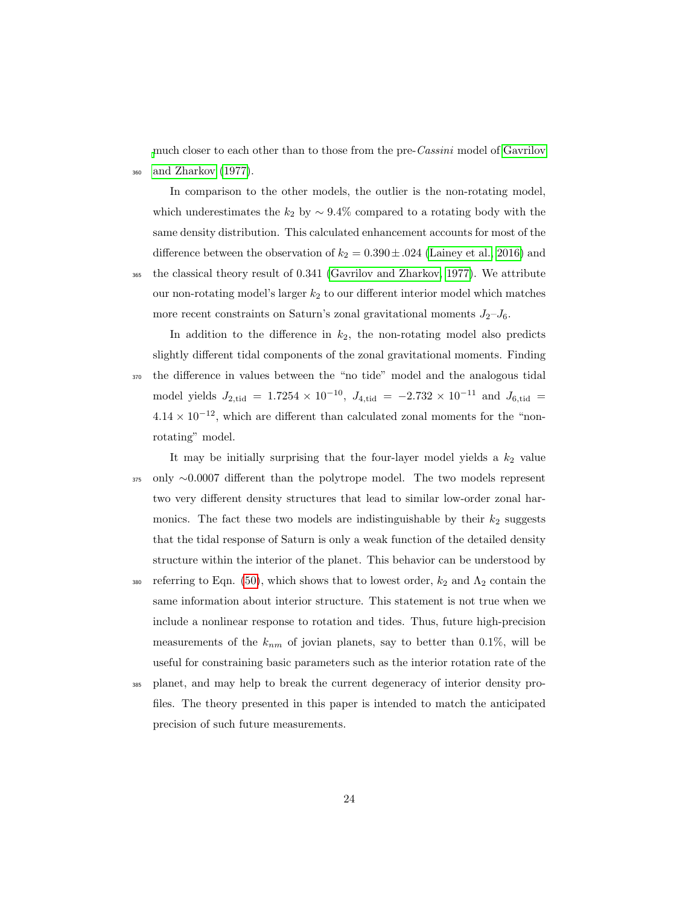much closer to each other than to those from the pre-*Cassini* model of Gavrilov and Zharkov (1977).

In comparison to the other models, the outlier is the non-rotating model, which underestimates the $k_2$ by $\sim 9.4\%$ compared to a rotating body with the same density distribution. This calculated enhancement accounts for most of the difference between the observation of $k_2 = 0.390 \pm .024$ (Lainey et al., 2016) and the classical theory result of 0.341 (Gavrilov and Zharkov, 1977). We attribute our non-rotating model's larger $k_2$ to our different interior model which matches more recent constraints on Saturn's zonal gravitational moments $J_2$–$J_6$.

In addition to the difference in $k_2$, the non-rotating model also predicts slightly different tidal components of the zonal gravitational moments. Finding the difference in values between the "no tide" model and the analogous tidal model yields $J_{2,\mathrm{tid}} = 1.7254 \times 10^{-10}$, $J_{4,\mathrm{tid}} = -2.732 \times 10^{-11}$ and $J_{6,\mathrm{tid}} = 4.14 \times 10^{-12}$, which are different than calculated zonal moments for the "non-rotating" model.

It may be initially surprising that the four-layer model yields a $k_2$ value only $\sim$0.0007 different than the polytrope model. The two models represent two very different density structures that lead to similar low-order zonal harmonics. The fact these two models are indistinguishable by their $k_2$ suggests that the tidal response of Saturn is only a weak function of the detailed density structure within the interior of the planet. This behavior can be understood by referring to Eqn. (50), which shows that to lowest order, $k_2$ and $\Lambda_2$ contain the same information about interior structure. This statement is not true when we include a nonlinear response to rotation and tides. Thus, future high-precision measurements of the $k_{nm}$ of jovian planets, say to better than 0.1%, will be useful for constraining basic parameters such as the interior rotation rate of the planet, and may help to break the current degeneracy of interior density profiles. The theory presented in this paper is intended to match the anticipated precision of such future measurements.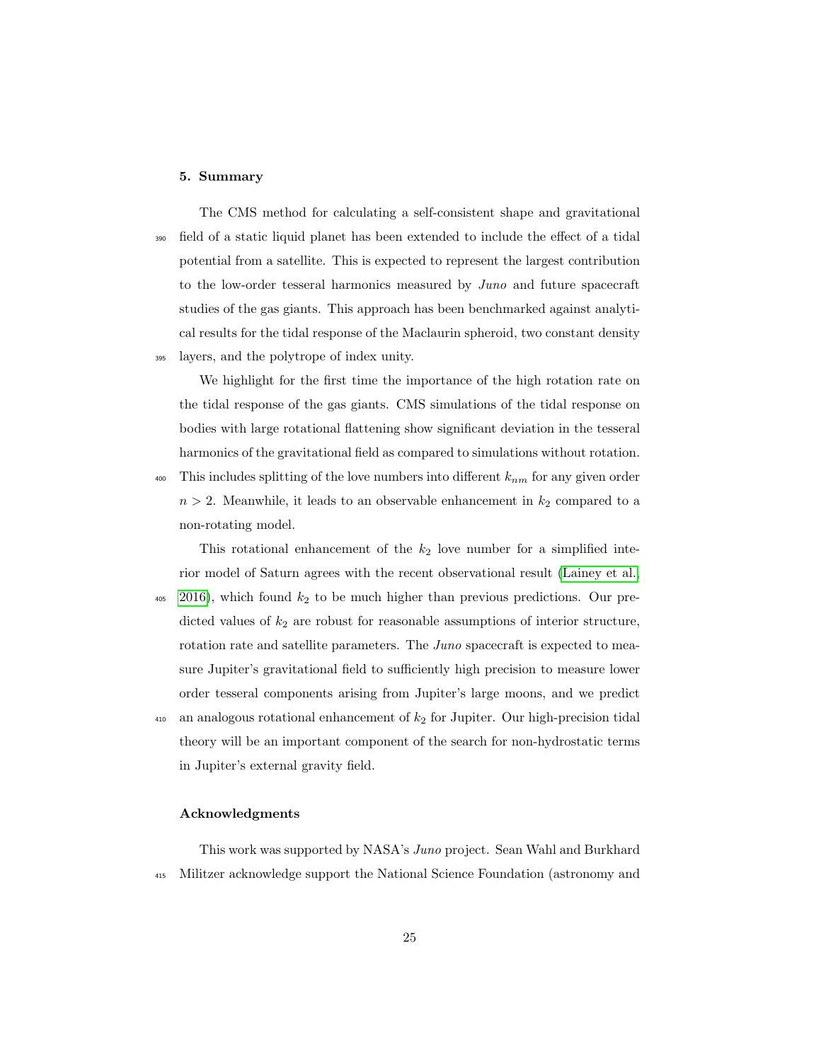## 5. Summary

The CMS method for calculating a self-consistent shape and gravitational field of a static liquid planet has been extended to include the effect of a tidal potential from a satellite. This is expected to represent the largest contribution to the low-order tesseral harmonics measured by *Juno* and future spacecraft studies of the gas giants. This approach has been benchmarked against analytical results for the tidal response of the Maclaurin spheroid, two constant density layers, and the polytrope of index unity.

We highlight for the first time the importance of the high rotation rate on the tidal response of the gas giants. CMS simulations of the tidal response on bodies with large rotational flattening show significant deviation in the tesseral harmonics of the gravitational field as compared to simulations without rotation. This includes splitting of the love numbers into different $k_{nm}$ for any given order $n > 2$. Meanwhile, it leads to an observable enhancement in $k_2$ compared to a non-rotating model.

This rotational enhancement of the $k_2$ love number for a simplified interior model of Saturn agrees with the recent observational result (Lainey et al., 2016), which found $k_2$ to be much higher than previous predictions. Our predicted values of $k_2$ are robust for reasonable assumptions of interior structure, rotation rate and satellite parameters. The *Juno* spacecraft is expected to measure Jupiter's gravitational field to sufficiently high precision to measure lower order tesseral components arising from Jupiter's large moons, and we predict an analogous rotational enhancement of $k_2$ for Jupiter. Our high-precision tidal theory will be an important component of the search for non-hydrostatic terms in Jupiter's external gravity field.

## Acknowledgments

This work was supported by NASA's *Juno* project. Sean Wahl and Burkhard Militzer acknowledge support the National Science Foundation (astronomy and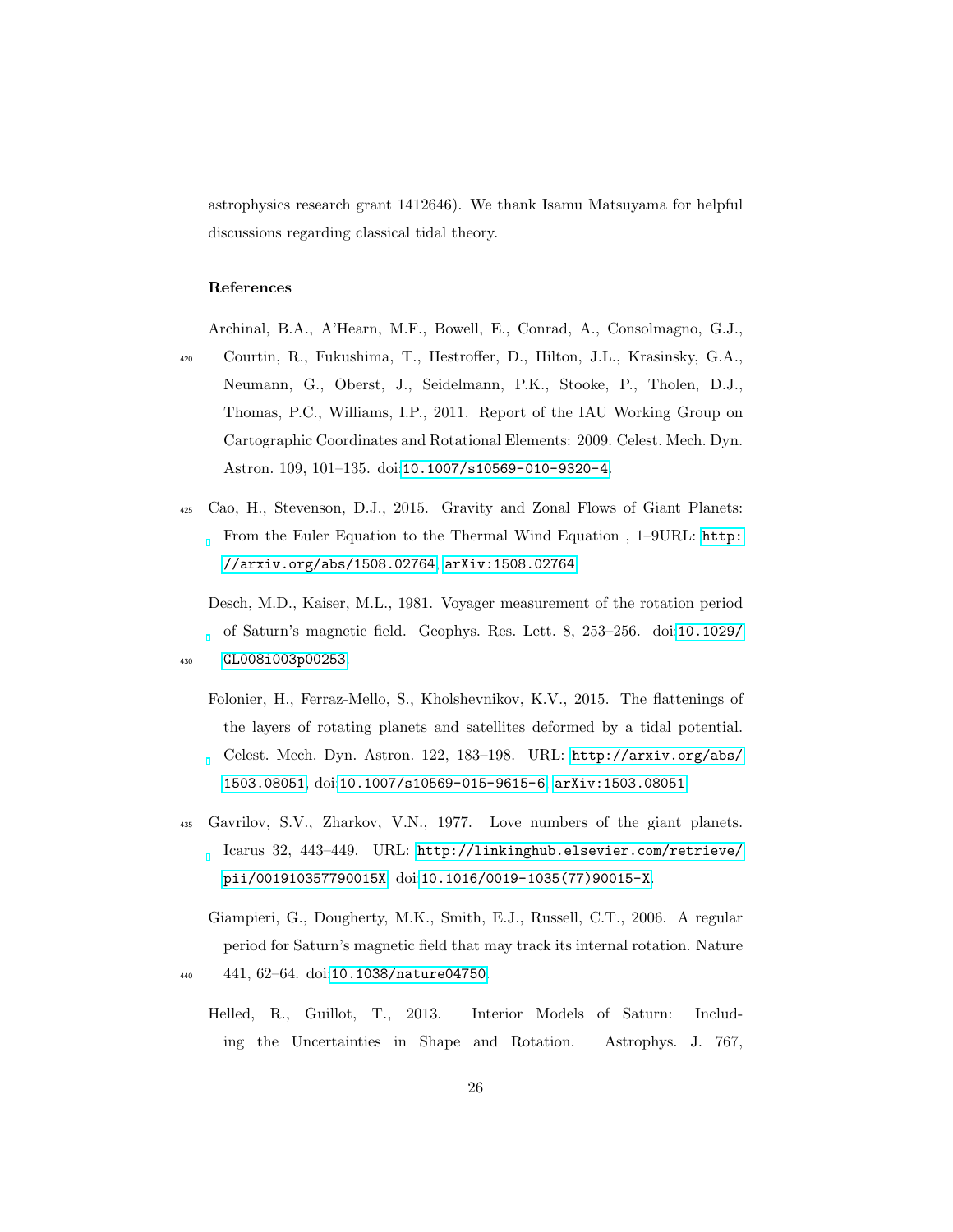astrophysics research grant 1412646). We thank Isamu Matsuyama for helpful discussions regarding classical tidal theory.

## References

Archinal, B.A., A'Hearn, M.F., Bowell, E., Conrad, A., Consolmagno, G.J., Courtin, R., Fukushima, T., Hestroffer, D., Hilton, J.L., Krasinsky, G.A., Neumann, G., Oberst, J., Seidelmann, P.K., Stooke, P., Tholen, D.J., Thomas, P.C., Williams, I.P., 2011. Report of the IAU Working Group on Cartographic Coordinates and Rotational Elements: 2009. Celest. Mech. Dyn. Astron. 109, 101–135. doi:10.1007/s10569-010-9320-4.

Cao, H., Stevenson, D.J., 2015. Gravity and Zonal Flows of Giant Planets: From the Euler Equation to the Thermal Wind Equation , 1–9URL: http://arxiv.org/abs/1508.02764, arXiv:1508.02764.

Desch, M.D., Kaiser, M.L., 1981. Voyager measurement of the rotation period of Saturn's magnetic field. Geophys. Res. Lett. 8, 253–256. doi:10.1029/GL008i003p00253.

Folonier, H., Ferraz-Mello, S., Kholshevnikov, K.V., 2015. The flattenings of the layers of rotating planets and satellites deformed by a tidal potential. Celest. Mech. Dyn. Astron. 122, 183–198. URL: http://arxiv.org/abs/1503.08051, doi:10.1007/s10569-015-9615-6, arXiv:1503.08051.

Gavrilov, S.V., Zharkov, V.N., 1977. Love numbers of the giant planets. Icarus 32, 443–449. URL: http://linkinghub.elsevier.com/retrieve/pii/001910357790015X, doi:10.1016/0019-1035(77)90015-X.

Giampieri, G., Dougherty, M.K., Smith, E.J., Russell, C.T., 2006. A regular period for Saturn's magnetic field that may track its internal rotation. Nature 441, 62–64. doi:10.1038/nature04750.

Helled, R., Guillot, T., 2013. Interior Models of Saturn: Including the Uncertainties in Shape and Rotation. Astrophys. J. 767,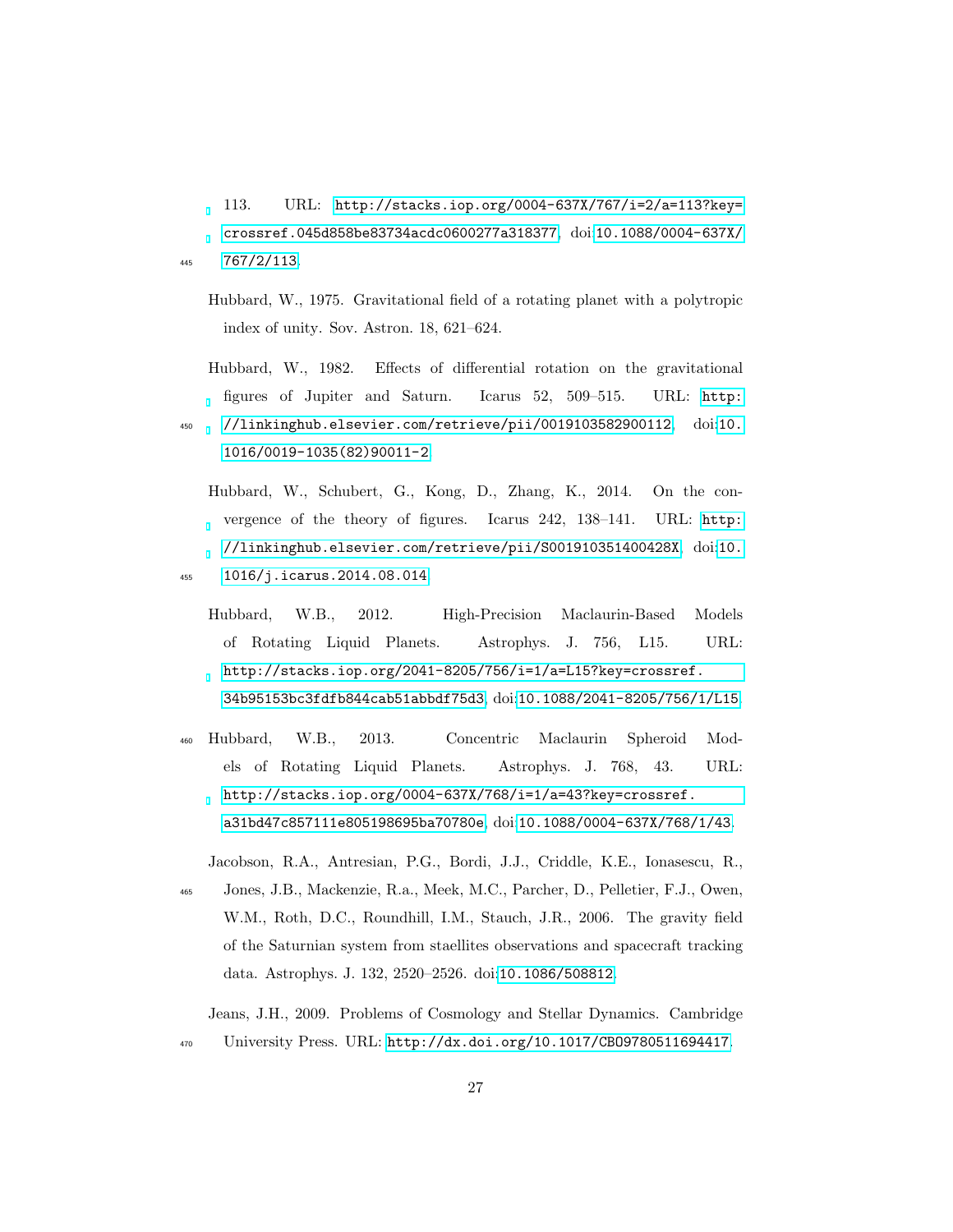113. URL: http://stacks.iop.org/0004-637X/767/i=2/a=113?key=crossref.045d858be83734acdc0600277a318377. doi:10.1088/0004-637X/767/2/113.

Hubbard, W., 1975. Gravitational field of a rotating planet with a polytropic index of unity. Sov. Astron. 18, 621–624.

Hubbard, W., 1982. Effects of differential rotation on the gravitational figures of Jupiter and Saturn. Icarus 52, 509–515. URL: http://linkinghub.elsevier.com/retrieve/pii/0019103582900112. doi:10.1016/0019-1035(82)90011-2.

Hubbard, W., Schubert, G., Kong, D., Zhang, K., 2014. On the convergence of the theory of figures. Icarus 242, 138–141. URL: http://linkinghub.elsevier.com/retrieve/pii/S001910351400428X. doi:10.1016/j.icarus.2014.08.014.

Hubbard, W.B., 2012. High-Precision Maclaurin-Based Models of Rotating Liquid Planets. Astrophys. J. 756, L15. URL: http://stacks.iop.org/2041-8205/756/i=1/a=L15?key=crossref.34b95153bc3fdfb844cab51abbdf75d3. doi:10.1088/2041-8205/756/1/L15.

Hubbard, W.B., 2013. Concentric Maclaurin Spheroid Models of Rotating Liquid Planets. Astrophys. J. 768, 43. URL: http://stacks.iop.org/0004-637X/768/i=1/a=43?key=crossref.a31bd47c857111e805198695ba70780e. doi:10.1088/0004-637X/768/1/43.

Jacobson, R.A., Antresian, P.G., Bordi, J.J., Criddle, K.E., Ionasescu, R., Jones, J.B., Mackenzie, R.a., Meek, M.C., Parcher, D., Pelletier, F.J., Owen, W.M., Roth, D.C., Roundhill, I.M., Stauch, J.R., 2006. The gravity field of the Saturnian system from staellites observations and spacecraft tracking data. Astrophys. J. 132, 2520–2526. doi:10.1086/508812.

Jeans, J.H., 2009. Problems of Cosmology and Stellar Dynamics. Cambridge University Press. URL: http://dx.doi.org/10.1017/CBO9780511694417.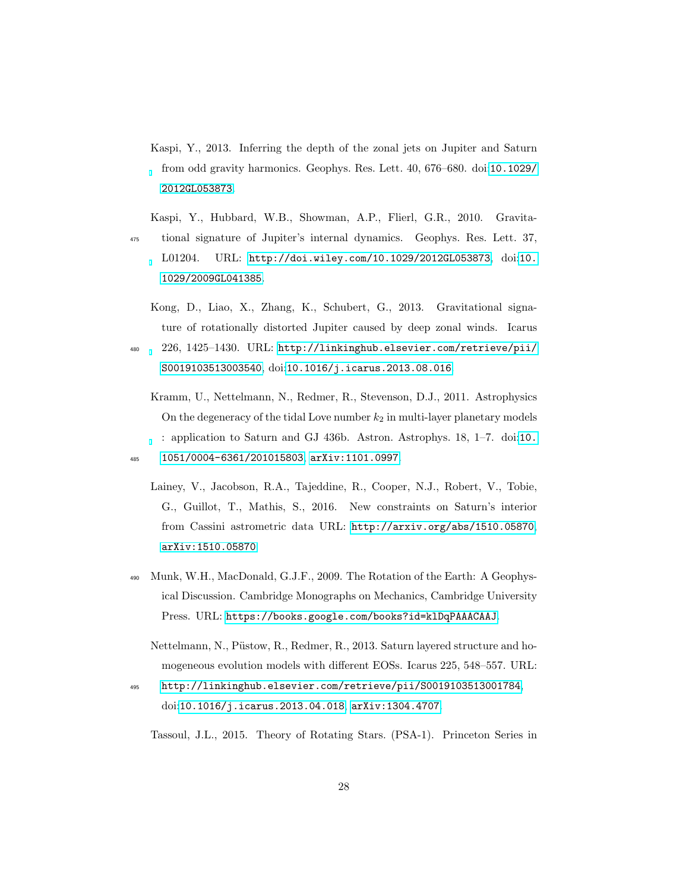Kaspi, Y., 2013. Inferring the depth of the zonal jets on Jupiter and Saturn from odd gravity harmonics. Geophys. Res. Lett. 40, 676–680. doi:10.1029/2012GL053873.

Kaspi, Y., Hubbard, W.B., Showman, A.P., Flierl, G.R., 2010. Gravitational signature of Jupiter's internal dynamics. Geophys. Res. Lett. 37, L01204. URL: http://doi.wiley.com/10.1029/2012GL053873, doi:10.1029/2009GL041385.

Kong, D., Liao, X., Zhang, K., Schubert, G., 2013. Gravitational signature of rotationally distorted Jupiter caused by deep zonal winds. Icarus 226, 1425–1430. URL: http://linkinghub.elsevier.com/retrieve/pii/S0019103513003540, doi:10.1016/j.icarus.2013.08.016.

Kramm, U., Nettelmann, N., Redmer, R., Stevenson, D.J., 2011. Astrophysics On the degeneracy of the tidal Love number $k_2$ in multi-layer planetary models : application to Saturn and GJ 436b. Astron. Astrophys. 18, 1–7. doi:10.1051/0004-6361/201015803, arXiv:1101.0997.

Lainey, V., Jacobson, R.A., Tajeddine, R., Cooper, N.J., Robert, V., Tobie, G., Guillot, T., Mathis, S., 2016. New constraints on Saturn's interior from Cassini astrometric data URL: http://arxiv.org/abs/1510.05870, arXiv:1510.05870.

Munk, W.H., MacDonald, G.J.F., 2009. The Rotation of the Earth: A Geophysical Discussion. Cambridge Monographs on Mechanics, Cambridge University Press. URL: https://books.google.com/books?id=klDqPAAACAAJ.

Nettelmann, N., Püstow, R., Redmer, R., 2013. Saturn layered structure and homogeneous evolution models with different EOSs. Icarus 225, 548–557. URL: http://linkinghub.elsevier.com/retrieve/pii/S0019103513001784, doi:10.1016/j.icarus.2013.04.018, arXiv:1304.4707.

Tassoul, J.L., 2015. Theory of Rotating Stars. (PSA-1). Princeton Series in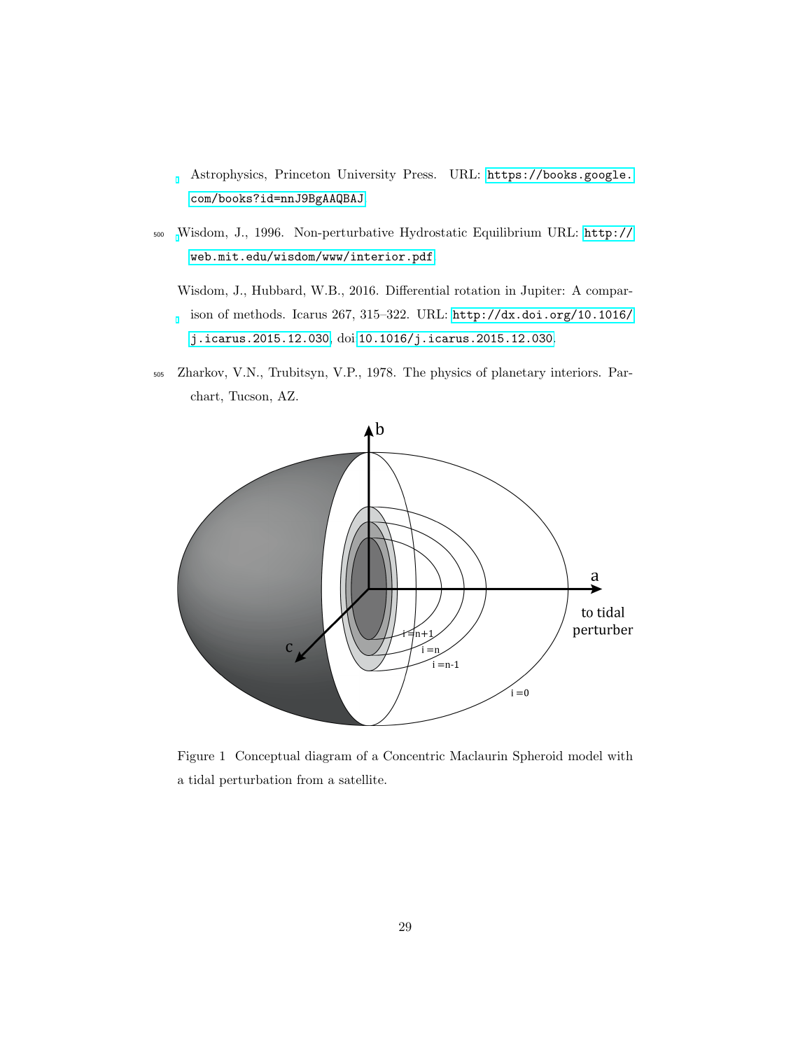Astrophysics, Princeton University Press. URL: https://books.google.com/books?id=nnJ9BgAAQBAJ.

Wisdom, J., 1996. Non-perturbative Hydrostatic Equilibrium URL: http://web.mit.edu/wisdom/www/interior.pdf.

Wisdom, J., Hubbard, W.B., 2016. Differential rotation in Jupiter: A comparison of methods. Icarus 267, 315–322. URL: http://dx.doi.org/10.1016/j.icarus.2015.12.030, doi:10.1016/j.icarus.2015.12.030.

Zharkov, V.N., Trubitsyn, V.P., 1978. The physics of planetary interiors. Parchart, Tucson, AZ.

Figure 1 Conceptual diagram of a Concentric Maclaurin Spheroid model with a tidal perturbation from a satellite.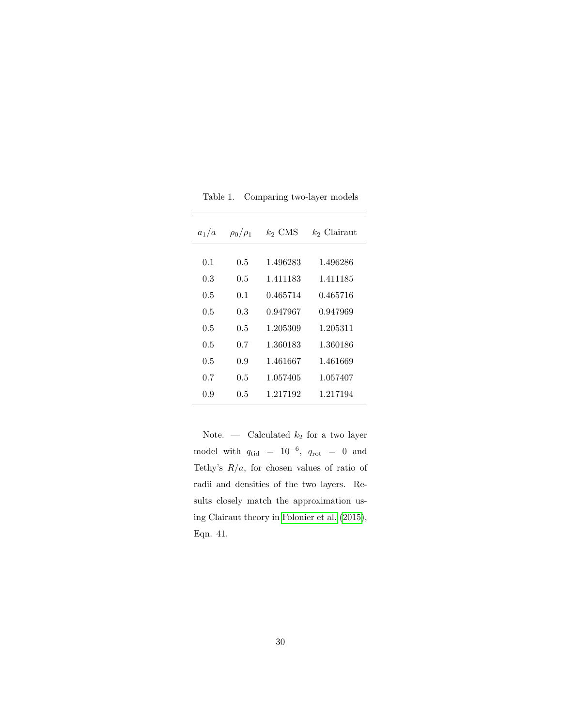Table 1. Comparing two-layer models

| $a_1/a$ | $\rho_0/\rho_1$ | $k_2$ CMS | $k_2$ Clairaut |
|---|---|---|---|
| 0.1 | 0.5 | 1.496283 | 1.496286 |
| 0.3 | 0.5 | 1.411183 | 1.411185 |
| 0.5 | 0.1 | 0.465714 | 0.465716 |
| 0.5 | 0.3 | 0.947967 | 0.947969 |
| 0.5 | 0.5 | 1.205309 | 1.205311 |
| 0.5 | 0.7 | 1.360183 | 1.360186 |
| 0.5 | 0.9 | 1.461667 | 1.461669 |
| 0.7 | 0.5 | 1.057405 | 1.057407 |
| 0.9 | 0.5 | 1.217192 | 1.217194 |

Note. — Calculated $k_2$ for a two layer model with $q_{\rm tid} = 10^{-6}$, $q_{\rm rot} = 0$ and Tethy's $R/a$, for chosen values of ratio of radii and densities of the two layers. Results closely match the approximation using Clairaut theory in Folonier et al. (2015), Eqn. 41.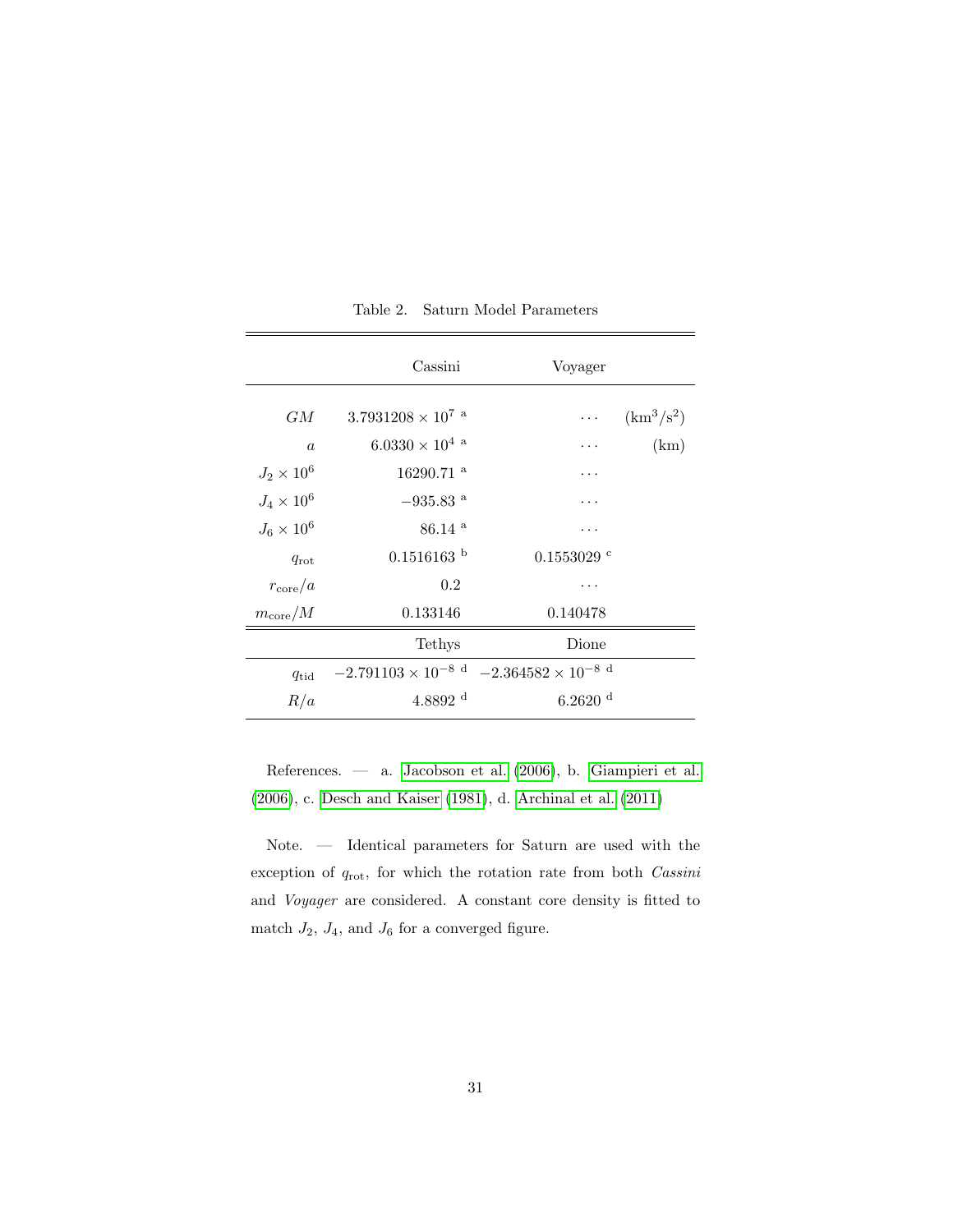Table 2. Saturn Model Parameters

| | Cassini | Voyager | |
|---|---|---|---|
| $GM$ | $3.7931208 \times 10^{7}$ [a] | ⋯ | ($km^3/s^2$) |
| $a$ | $6.0330 \times 10^{4}$ [a] | ⋯ | (km) |
| $J_2 \times 10^6$ | 16290.71 [a] | ⋯ | |
| $J_4 \times 10^6$ | −935.83 [a] | ⋯ | |
| $J_6 \times 10^6$ | 86.14 [a] | ⋯ | |
| $q_{\rm rot}$ | 0.1516163 [b] | 0.1553029 [c] | |
| $r_{\rm core}/a$ | 0.2 | ⋯ | |
| $m_{\rm core}/M$ | 0.133146 | 0.140478 | |
| | **Tethys** | **Dione** | |
| $q_{\rm tid}$ | $-2.791103 \times 10^{-8}$ [d] | $-2.364582 \times 10^{-8}$ [d] | |
| $R/a$ | 4.8892 [d] | 6.2620 [d] | |

References. — a. Jacobson et al. (2006), b. Giampieri et al. (2006), c. Desch and Kaiser (1981), d. Archinal et al. (2011)

Note. — Identical parameters for Saturn are used with the exception of $q_{\rm rot}$, for which the rotation rate from both *Cassini* and *Voyager* are considered. A constant core density is fitted to match $J_2$, $J_4$, and $J_6$ for a converged figure.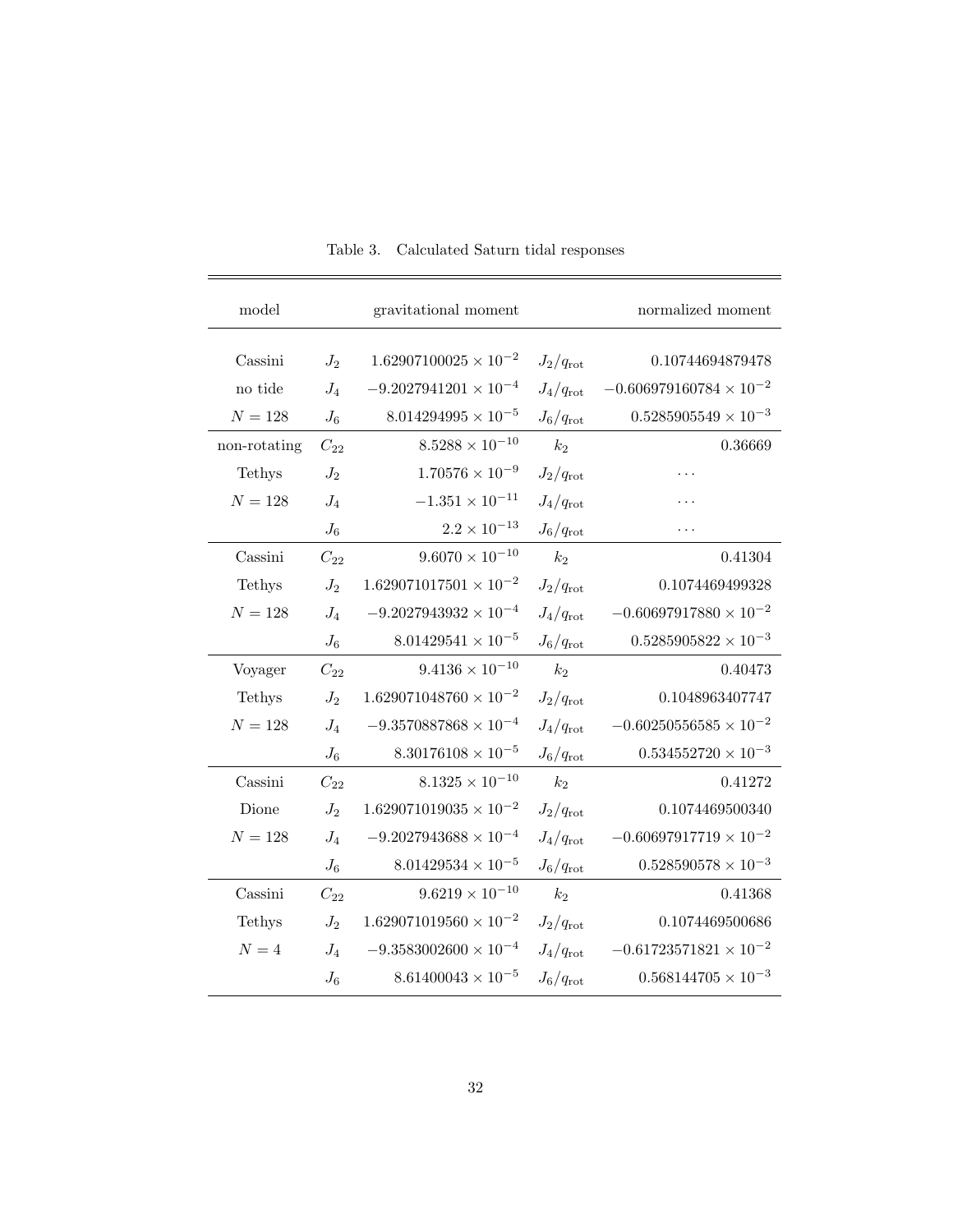Table 3. Calculated Saturn tidal responses

| model | | gravitational moment | | normalized moment |
|---|---|---|---|---|
| Cassini | $J_2$ | $1.62907100025 \times 10^{-2}$ | $J_2/q_{\rm rot}$ | 0.10744694879478 |
| no tide | $J_4$ | $-9.2027941201 \times 10^{-4}$ | $J_4/q_{\rm rot}$ | $-0.606979160784 \times 10^{-2}$ |
| $N = 128$ | $J_6$ | $8.014294995 \times 10^{-5}$ | $J_6/q_{\rm rot}$ | $0.5285905549 \times 10^{-3}$ |
| non-rotating | $C_{22}$ | $8.5288 \times 10^{-10}$ | $k_2$ | 0.36669 |
| Tethys | $J_2$ | $1.70576 \times 10^{-9}$ | $J_2/q_{\rm rot}$ | ... |
| $N = 128$ | $J_4$ | $-1.351 \times 10^{-11}$ | $J_4/q_{\rm rot}$ | ... |
| | $J_6$ | $2.2 \times 10^{-13}$ | $J_6/q_{\rm rot}$ | ... |
| Cassini | $C_{22}$ | $9.6070 \times 10^{-10}$ | $k_2$ | 0.41304 |
| Tethys | $J_2$ | $1.629071017501 \times 10^{-2}$ | $J_2/q_{\rm rot}$ | 0.1074469499328 |
| $N = 128$ | $J_4$ | $-9.2027943932 \times 10^{-4}$ | $J_4/q_{\rm rot}$ | $-0.60697917880 \times 10^{-2}$ |
| | $J_6$ | $8.01429541 \times 10^{-5}$ | $J_6/q_{\rm rot}$ | $0.5285905822 \times 10^{-3}$ |
| Voyager | $C_{22}$ | $9.4136 \times 10^{-10}$ | $k_2$ | 0.40473 |
| Tethys | $J_2$ | $1.629071048760 \times 10^{-2}$ | $J_2/q_{\rm rot}$ | 0.1048963407747 |
| $N = 128$ | $J_4$ | $-9.3570887868 \times 10^{-4}$ | $J_4/q_{\rm rot}$ | $-0.60250556585 \times 10^{-2}$ |
| | $J_6$ | $8.30176108 \times 10^{-5}$ | $J_6/q_{\rm rot}$ | $0.534552720 \times 10^{-3}$ |
| Cassini | $C_{22}$ | $8.1325 \times 10^{-10}$ | $k_2$ | 0.41272 |
| Dione | $J_2$ | $1.629071019035 \times 10^{-2}$ | $J_2/q_{\rm rot}$ | 0.1074469500340 |
| $N = 128$ | $J_4$ | $-9.2027943688 \times 10^{-4}$ | $J_4/q_{\rm rot}$ | $-0.60697917719 \times 10^{-2}$ |
| | $J_6$ | $8.01429534 \times 10^{-5}$ | $J_6/q_{\rm rot}$ | $0.528590578 \times 10^{-3}$ |
| Cassini | $C_{22}$ | $9.6219 \times 10^{-10}$ | $k_2$ | 0.41368 |
| Tethys | $J_2$ | $1.629071019560 \times 10^{-2}$ | $J_2/q_{\rm rot}$ | 0.1074469500686 |
| $N = 4$ | $J_4$ | $-9.3583002600 \times 10^{-4}$ | $J_4/q_{\rm rot}$ | $-0.61723571821 \times 10^{-2}$ |
| | $J_6$ | $8.61400043 \times 10^{-5}$ | $J_6/q_{\rm rot}$ | $0.568144705 \times 10^{-3}$ |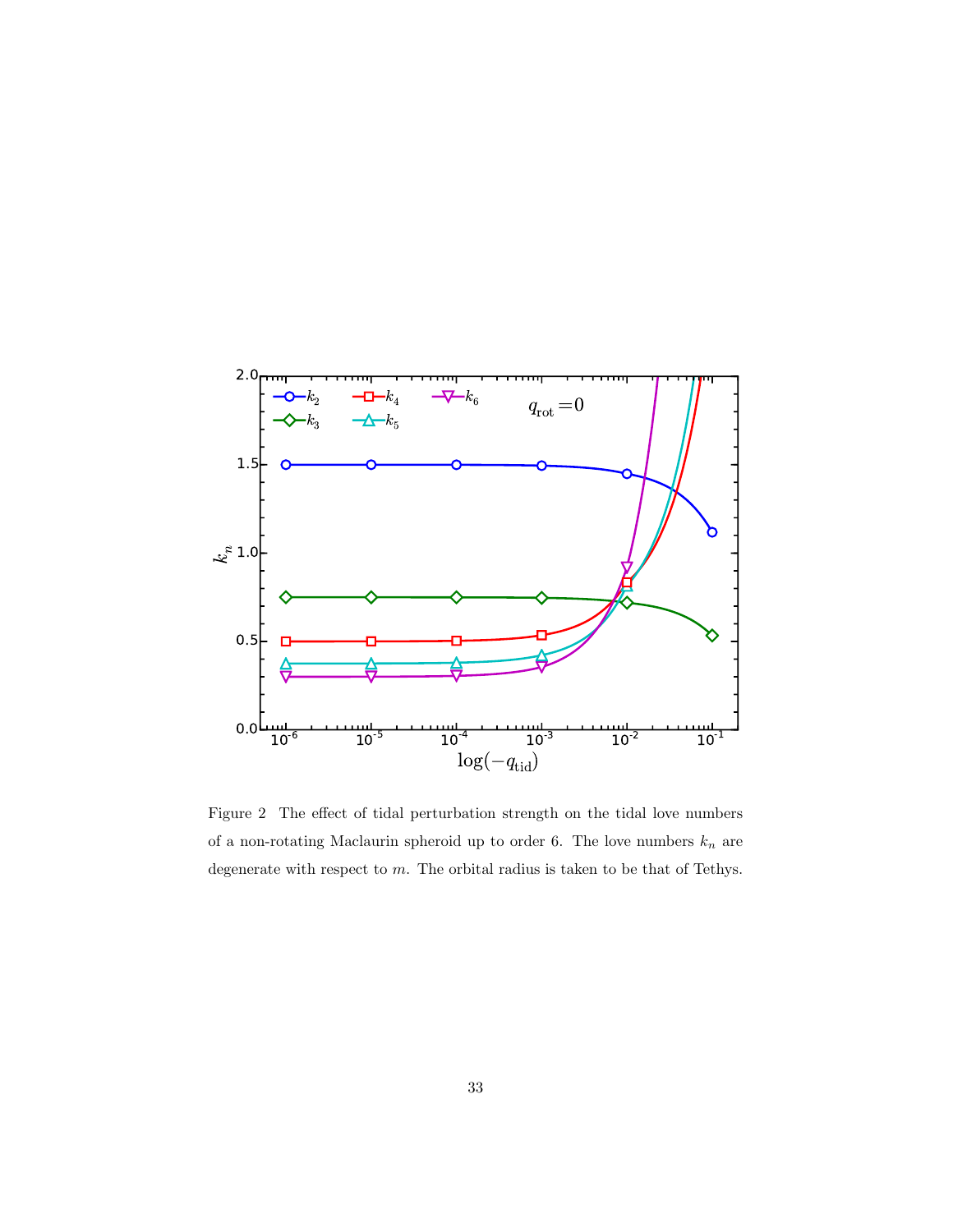Figure 2 The effect of tidal perturbation strength on the tidal love numbers of a non-rotating Maclaurin spheroid up to order 6. The love numbers $k_n$ are degenerate with respect to $m$. The orbital radius is taken to be that of Tethys.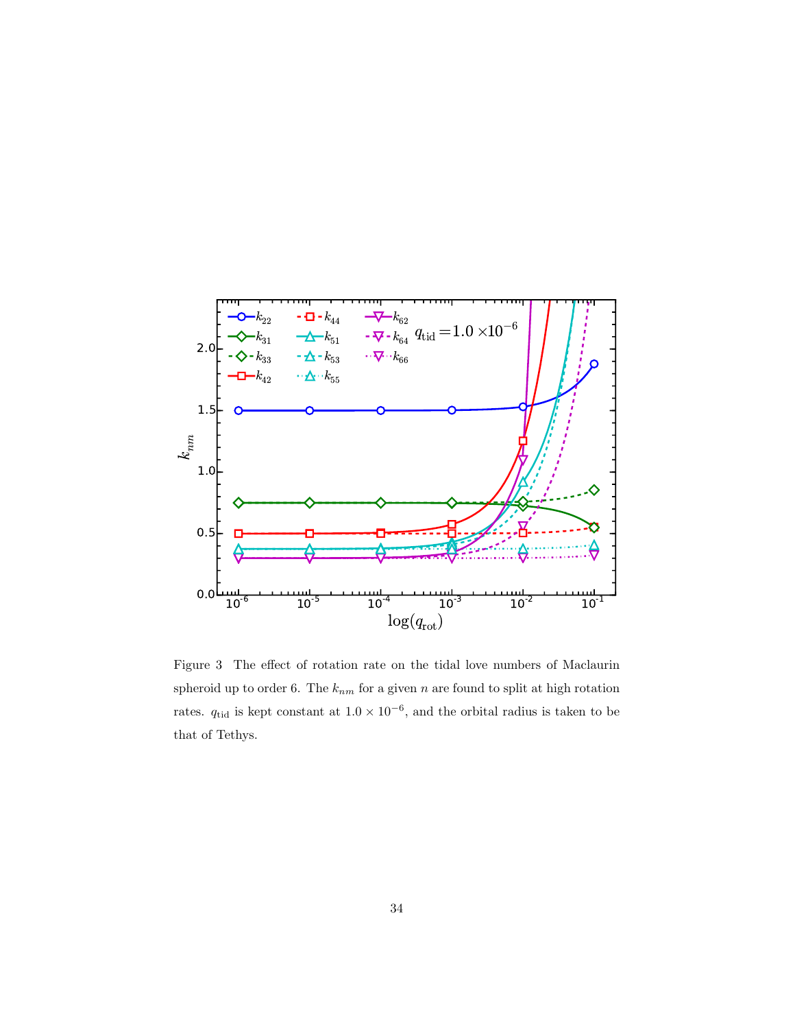Figure 3 The effect of rotation rate on the tidal love numbers of Maclaurin spheroid up to order 6. The $k_{nm}$ for a given $n$ are found to split at high rotation rates. $q_{\rm tid}$ is kept constant at $1.0 \times 10^{-6}$, and the orbital radius is taken to be that of Tethys.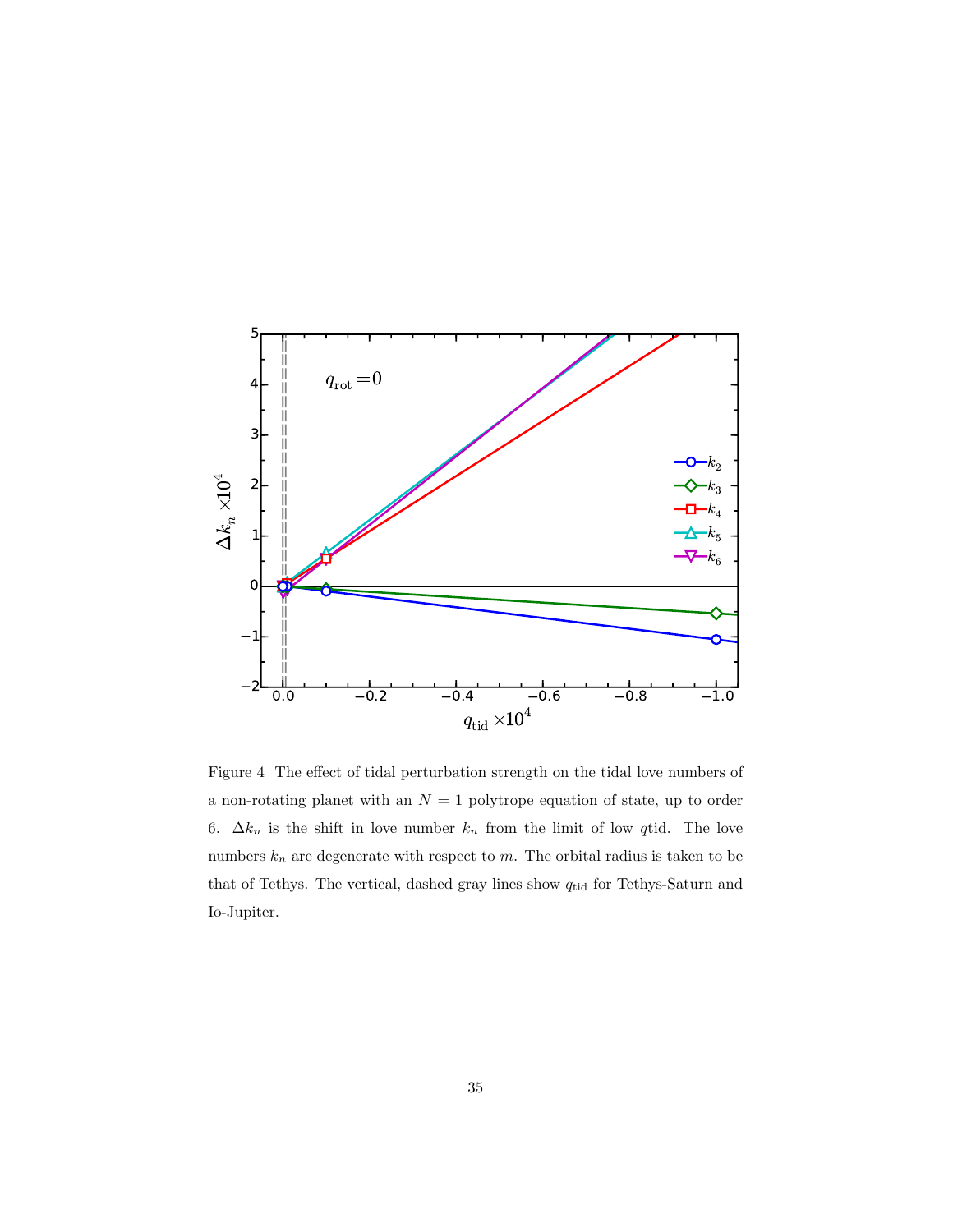Figure 4 The effect of tidal perturbation strength on the tidal love numbers of a non-rotating planet with an $N = 1$ polytrope equation of state, up to order 6. $\Delta k_n$ is the shift in love number $k_n$ from the limit of low $q$tid. The love numbers $k_n$ are degenerate with respect to $m$. The orbital radius is taken to be that of Tethys. The vertical, dashed gray lines show $q_{\rm tid}$ for Tethys-Saturn and Io-Jupiter.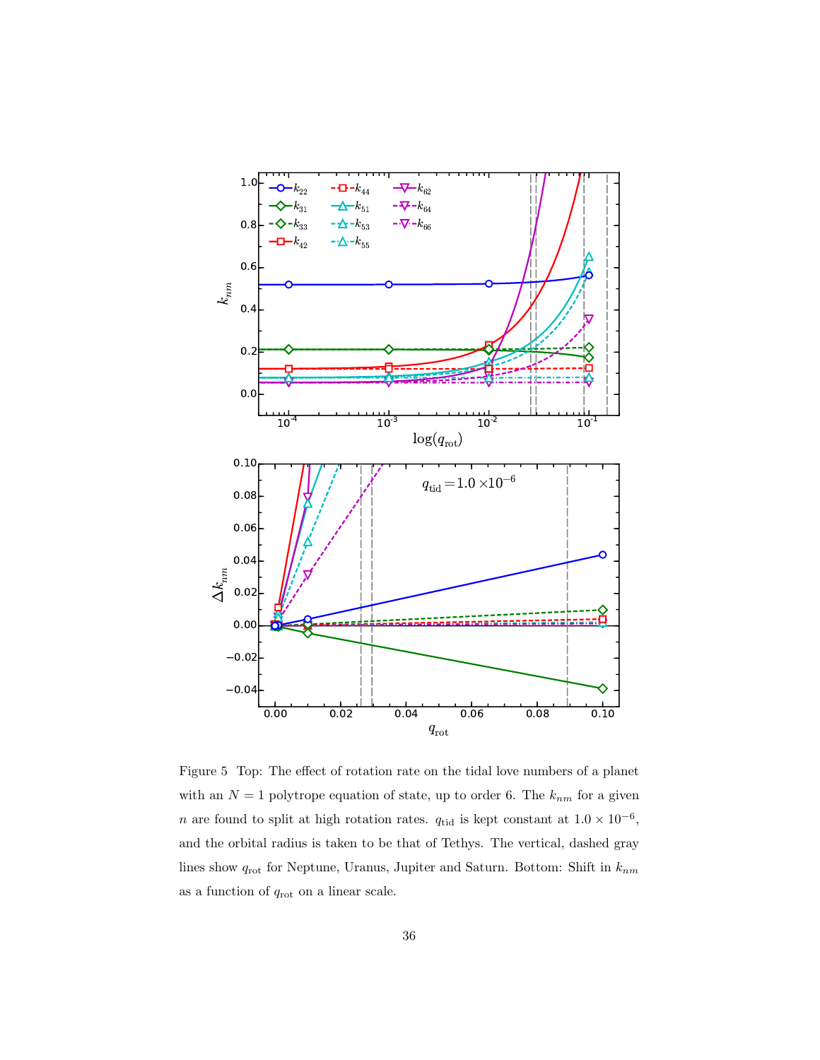Figure 5 Top: The effect of rotation rate on the tidal love numbers of a planet with an $N = 1$ polytrope equation of state, up to order 6. The $k_{nm}$ for a given $n$ are found to split at high rotation rates. $q_{\rm tid}$ is kept constant at $1.0 \times 10^{-6}$, and the orbital radius is taken to be that of Tethys. The vertical, dashed gray lines show $q_{\rm rot}$ for Neptune, Uranus, Jupiter and Saturn. Bottom: Shift in $k_{nm}$ as a function of $q_{\rm rot}$ on a linear scale.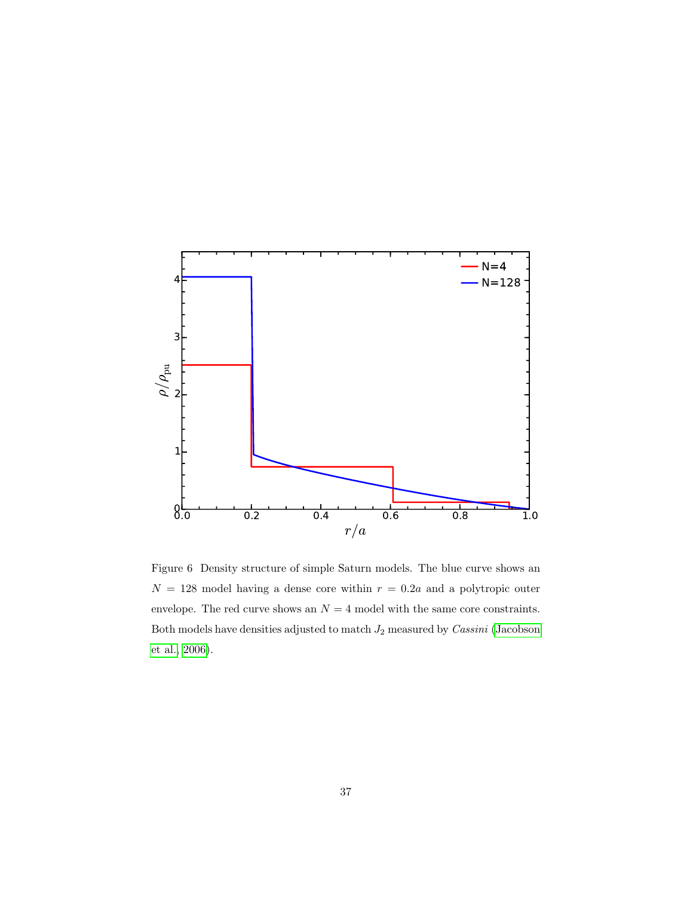Figure 6 Density structure of simple Saturn models. The blue curve shows an $N = 128$ model having a dense core within $r = 0.2a$ and a polytropic outer envelope. The red curve shows an $N = 4$ model with the same core constraints. Both models have densities adjusted to match $J_2$ measured by *Cassini* (Jacobson et al., 2006).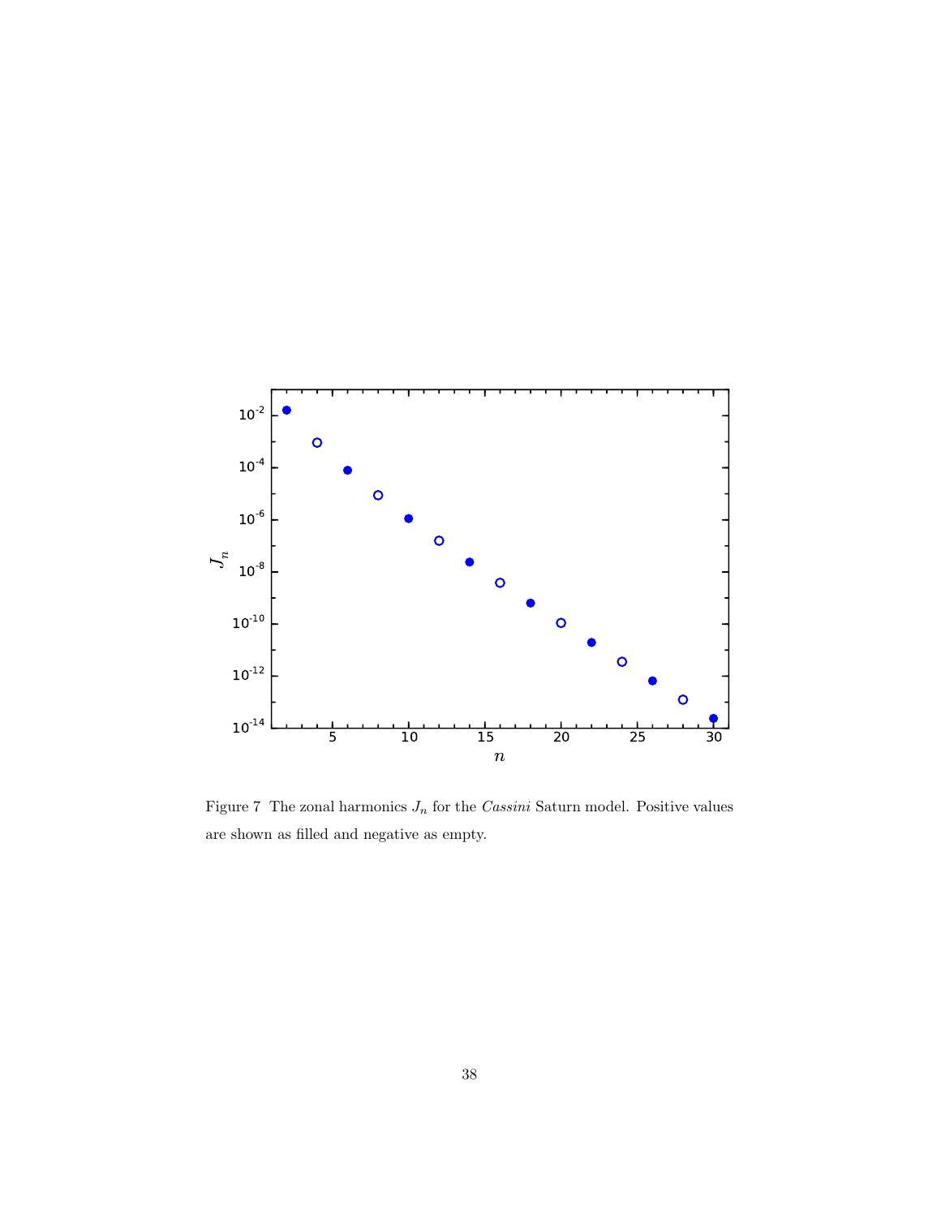Figure 7 The zonal harmonics $J_n$ for the *Cassini* Saturn model. Positive values are shown as filled and negative as empty.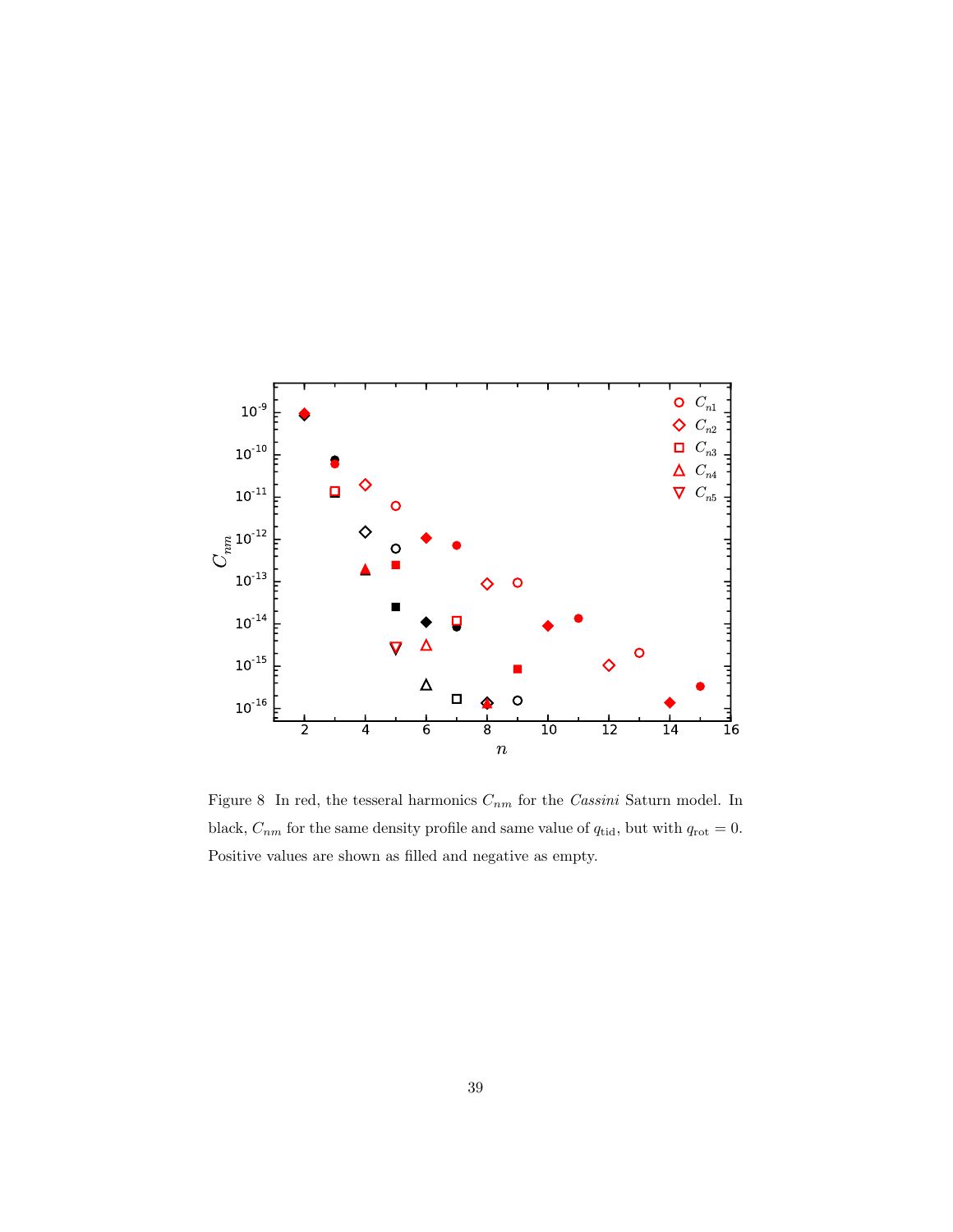$C_{nm}$

$10^{-9}$

$10^{-10}$

$10^{-11}$

$10^{-12}$

$10^{-13}$

$10^{-14}$

$10^{-15}$

$10^{-16}$

2 4 6 8 10 12 14 16

$n$

$C_{n1}$

$C_{n2}$

$C_{n3}$

$C_{n4}$

$C_{n5}$

Figure 8 In red, the tesseral harmonics $C_{nm}$ for the *Cassini* Saturn model. In black, $C_{nm}$ for the same density profile and same value of $q_{\text{tid}}$, but with $q_{\text{rot}} = 0$. Positive values are shown as filled and negative as empty.